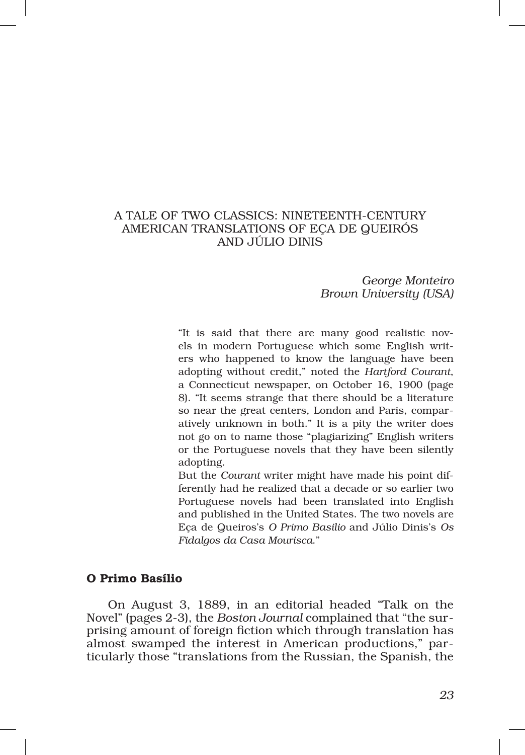# A TALE OF TWO CLASSICS: NINETEENTH-CENTURY AMERICAN TRANSLATIONS OF EÇA DE QUEIRÓS AND JÚLIO DINIS

*George Monteiro*
*Brown University (USA)*

> "It is said that there are many good realistic novels in modern Portuguese which some English writers who happened to know the language have been adopting without credit," noted the *Hartford Courant*, a Connecticut newspaper, on October 16, 1900 (page 8). "It seems strange that there should be a literature so near the great centers, London and Paris, comparatively unknown in both." It is a pity the writer does not go on to name those "plagiarizing" English writers or the Portuguese novels that they have been silently adopting.
>
> But the *Courant* writer might have made his point differently had he realized that a decade or so earlier two Portuguese novels had been translated into English and published in the United States. The two novels are Eça de Queiros's *O Primo Basilio* and Júlio Dinis's *Os Fidalgos da Casa Mourisca*."

## O Primo Basílio

On August 3, 1889, in an editorial headed "Talk on the Novel" (pages 2-3), the *Boston Journal* complained that "the surprising amount of foreign fiction which through translation has almost swamped the interest in American productions," particularly those "translations from the Russian, the Spanish, the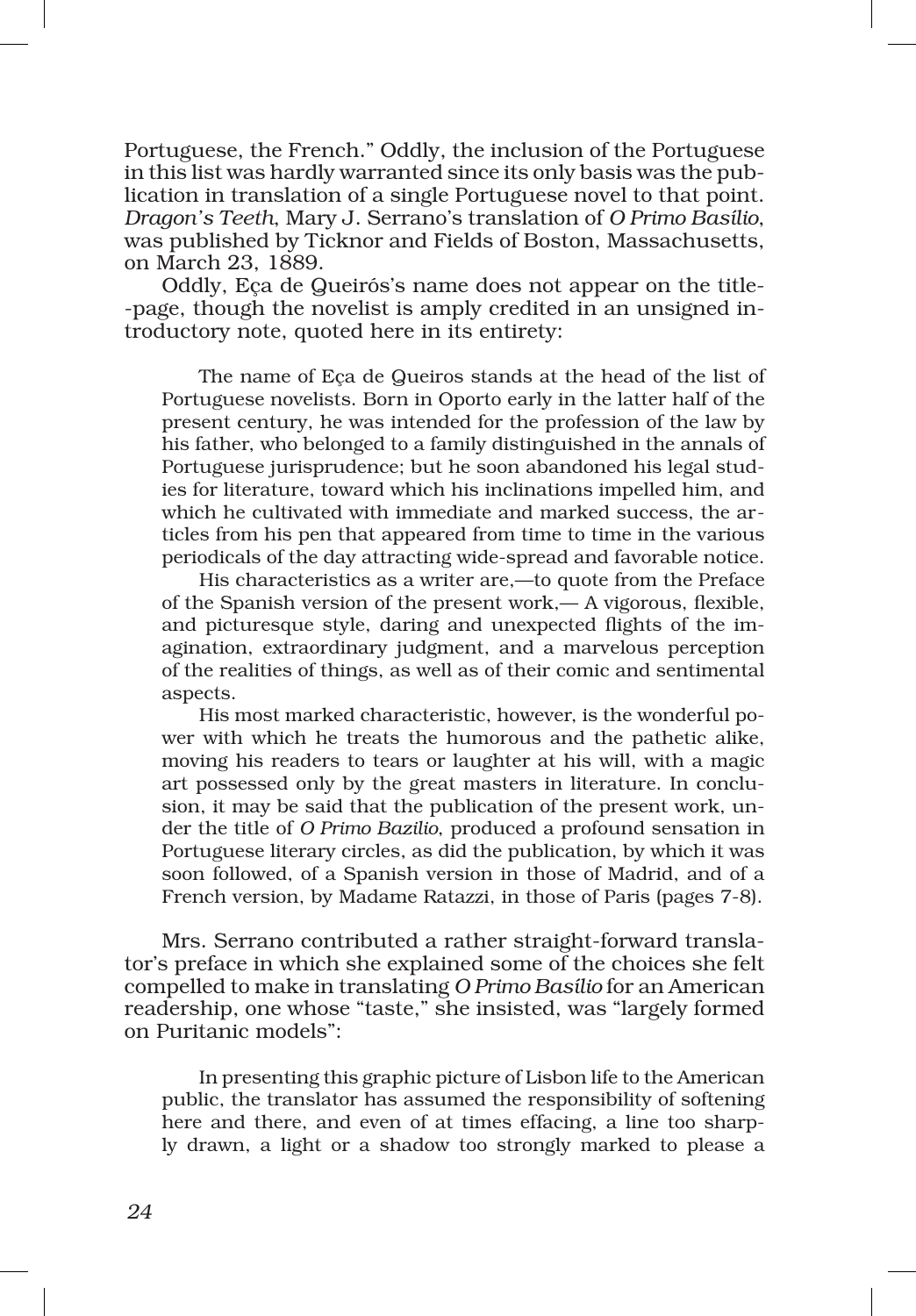Portuguese, the French." Oddly, the inclusion of the Portuguese in this list was hardly warranted since its only basis was the publication in translation of a single Portuguese novel to that point. *Dragon's Teeth*, Mary J. Serrano's translation of *O Primo Basílio*, was published by Ticknor and Fields of Boston, Massachusetts, on March 23, 1889.

Oddly, Eça de Queirós's name does not appear on the title--page, though the novelist is amply credited in an unsigned introductory note, quoted here in its entirety:

> The name of Eça de Queiros stands at the head of the list of Portuguese novelists. Born in Oporto early in the latter half of the present century, he was intended for the profession of the law by his father, who belonged to a family distinguished in the annals of Portuguese jurisprudence; but he soon abandoned his legal studies for literature, toward which his inclinations impelled him, and which he cultivated with immediate and marked success, the articles from his pen that appeared from time to time in the various periodicals of the day attracting wide-spread and favorable notice.
>
> His characteristics as a writer are,—to quote from the Preface of the Spanish version of the present work,— A vigorous, flexible, and picturesque style, daring and unexpected flights of the imagination, extraordinary judgment, and a marvelous perception of the realities of things, as well as of their comic and sentimental aspects.
>
> His most marked characteristic, however, is the wonderful power with which he treats the humorous and the pathetic alike, moving his readers to tears or laughter at his will, with a magic art possessed only by the great masters in literature. In conclusion, it may be said that the publication of the present work, under the title of *O Primo Bazilio*, produced a profound sensation in Portuguese literary circles, as did the publication, by which it was soon followed, of a Spanish version in those of Madrid, and of a French version, by Madame Ratazzi, in those of Paris (pages 7-8).

Mrs. Serrano contributed a rather straight-forward translator's preface in which she explained some of the choices she felt compelled to make in translating *O Primo Basílio* for an American readership, one whose "taste," she insisted, was "largely formed on Puritanic models":

> In presenting this graphic picture of Lisbon life to the American public, the translator has assumed the responsibility of softening here and there, and even of at times effacing, a line too sharply drawn, a light or a shadow too strongly marked to please a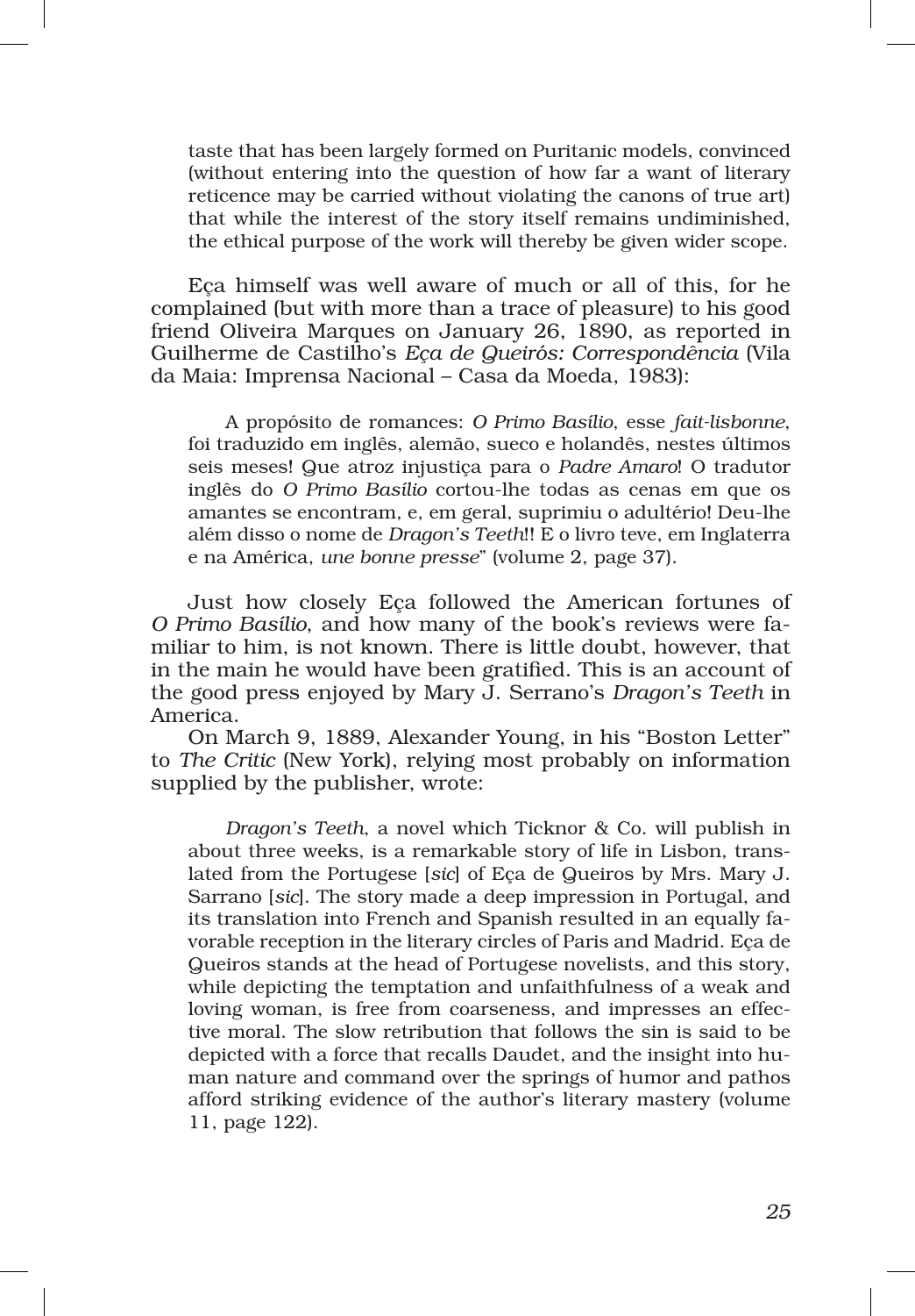taste that has been largely formed on Puritanic models, convinced (without entering into the question of how far a want of literary reticence may be carried without violating the canons of true art) that while the interest of the story itself remains undiminished, the ethical purpose of the work will thereby be given wider scope.

Eça himself was well aware of much or all of this, for he complained (but with more than a trace of pleasure) to his good friend Oliveira Marques on January 26, 1890, as reported in Guilherme de Castilho's *Eça de Queirós: Correspondência* (Vila da Maia: Imprensa Nacional – Casa da Moeda, 1983):

> A propósito de romances: *O Primo Basílio*, esse *fait-lisbonne*, foi traduzido em inglês, alemão, sueco e holandês, nestes últimos seis meses! Que atroz injustiça para o *Padre Amaro*! O tradutor inglês do *O Primo Basílio* cortou-lhe todas as cenas em que os amantes se encontram, e, em geral, suprimiu o adultério! Deu-lhe além disso o nome de *Dragon's Teeth*!! E o livro teve, em Inglaterra e na América, *une bonne presse*" (volume 2, page 37).

Just how closely Eça followed the American fortunes of *O Primo Basílio*, and how many of the book's reviews were familiar to him, is not known. There is little doubt, however, that in the main he would have been gratified. This is an account of the good press enjoyed by Mary J. Serrano's *Dragon's Teeth* in America.

On March 9, 1889, Alexander Young, in his "Boston Letter" to *The Critic* (New York), relying most probably on information supplied by the publisher, wrote:

> *Dragon's Teeth*, a novel which Ticknor & Co. will publish in about three weeks, is a remarkable story of life in Lisbon, translated from the Portugese [*sic*] of Eça de Queiros by Mrs. Mary J. Sarrano [*sic*]. The story made a deep impression in Portugal, and its translation into French and Spanish resulted in an equally favorable reception in the literary circles of Paris and Madrid. Eça de Queiros stands at the head of Portugese novelists, and this story, while depicting the temptation and unfaithfulness of a weak and loving woman, is free from coarseness, and impresses an effective moral. The slow retribution that follows the sin is said to be depicted with a force that recalls Daudet, and the insight into human nature and command over the springs of humor and pathos afford striking evidence of the author's literary mastery (volume 11, page 122).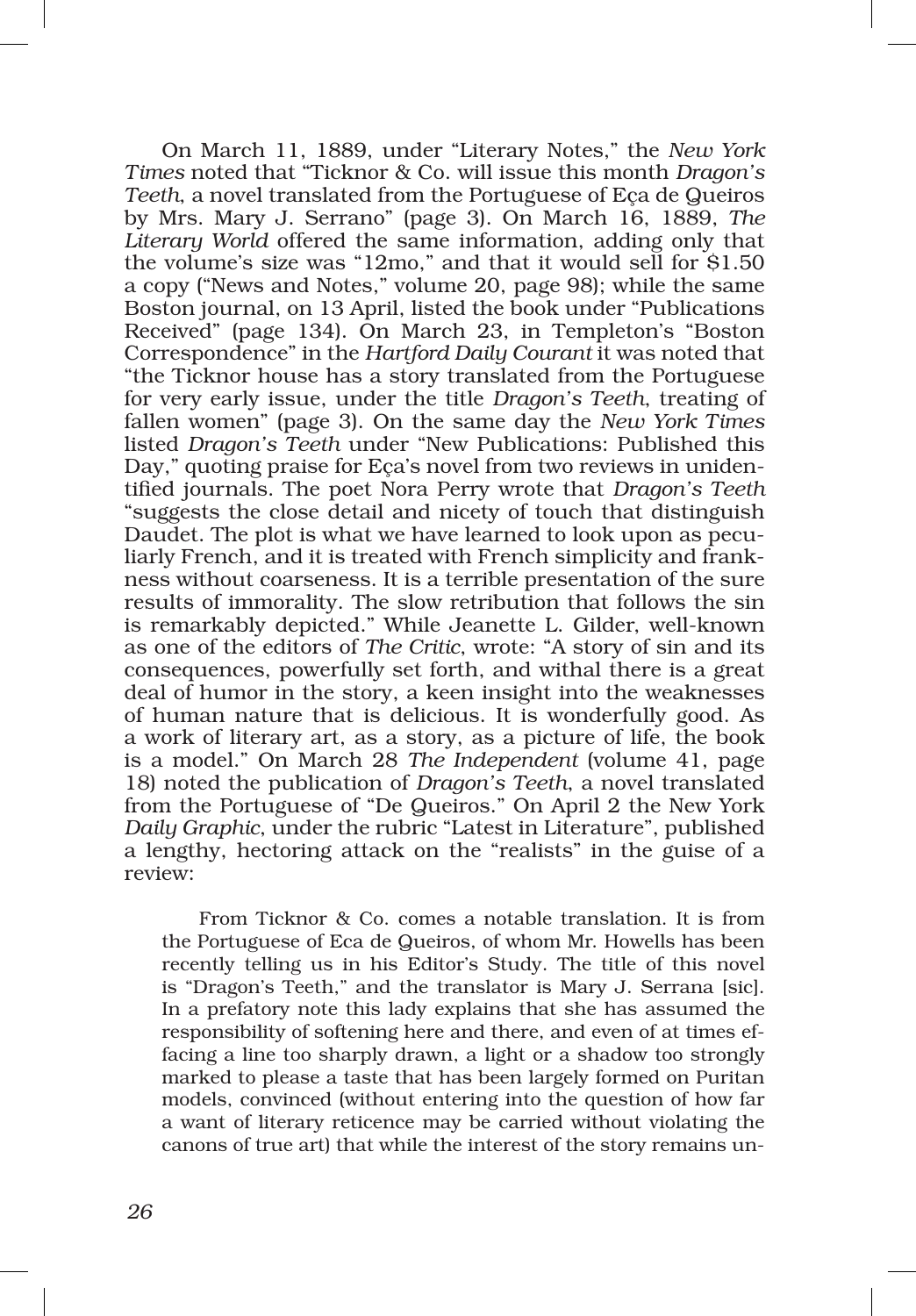On March 11, 1889, under "Literary Notes," the *New York Times* noted that "Ticknor & Co. will issue this month *Dragon's Teeth*, a novel translated from the Portuguese of Eça de Queiros by Mrs. Mary J. Serrano" (page 3). On March 16, 1889, *The Literary World* offered the same information, adding only that the volume's size was "12mo," and that it would sell for $1.50 a copy ("News and Notes," volume 20, page 98); while the same Boston journal, on 13 April, listed the book under "Publications Received" (page 134). On March 23, in Templeton's "Boston Correspondence" in the *Hartford Daily Courant* it was noted that "the Ticknor house has a story translated from the Portuguese for very early issue, under the title *Dragon's Teeth*, treating of fallen women" (page 3). On the same day the *New York Times* listed *Dragon's Teeth* under "New Publications: Published this Day," quoting praise for Eça's novel from two reviews in unidentified journals. The poet Nora Perry wrote that *Dragon's Teeth* "suggests the close detail and nicety of touch that distinguish Daudet. The plot is what we have learned to look upon as peculiarly French, and it is treated with French simplicity and frankness without coarseness. It is a terrible presentation of the sure results of immorality. The slow retribution that follows the sin is remarkably depicted." While Jeanette L. Gilder, well-known as one of the editors of *The Critic*, wrote: "A story of sin and its consequences, powerfully set forth, and withal there is a great deal of humor in the story, a keen insight into the weaknesses of human nature that is delicious. It is wonderfully good. As a work of literary art, as a story, as a picture of life, the book is a model." On March 28 *The Independent* (volume 41, page 18) noted the publication of *Dragon's Teeth*, a novel translated from the Portuguese of "De Queiros." On April 2 the New York *Daily Graphic*, under the rubric "Latest in Literature", published a lengthy, hectoring attack on the "realists" in the guise of a review:

> From Ticknor & Co. comes a notable translation. It is from the Portuguese of Eca de Queiros, of whom Mr. Howells has been recently telling us in his Editor's Study. The title of this novel is "Dragon's Teeth," and the translator is Mary J. Serrana [sic]. In a prefatory note this lady explains that she has assumed the responsibility of softening here and there, and even of at times effacing a line too sharply drawn, a light or a shadow too strongly marked to please a taste that has been largely formed on Puritan models, convinced (without entering into the question of how far a want of literary reticence may be carried without violating the canons of true art) that while the interest of the story remains un-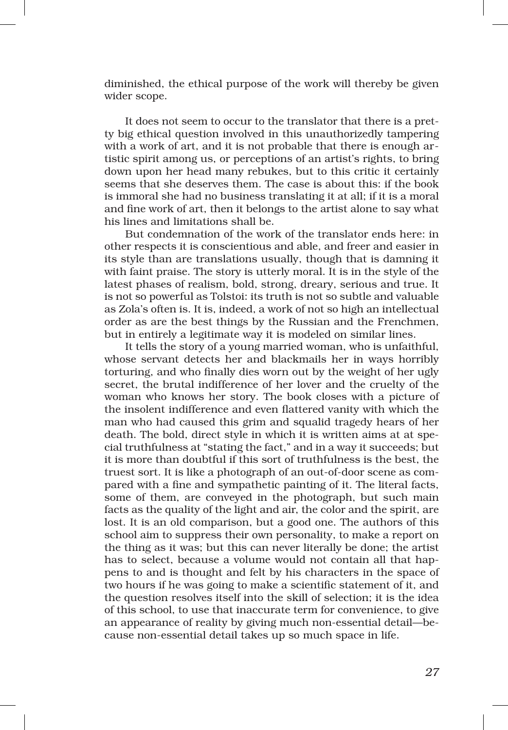diminished, the ethical purpose of the work will thereby be given wider scope.

It does not seem to occur to the translator that there is a pretty big ethical question involved in this unauthorizedly tampering with a work of art, and it is not probable that there is enough artistic spirit among us, or perceptions of an artist's rights, to bring down upon her head many rebukes, but to this critic it certainly seems that she deserves them. The case is about this: if the book is immoral she had no business translating it at all; if it is a moral and fine work of art, then it belongs to the artist alone to say what his lines and limitations shall be.

But condemnation of the work of the translator ends here: in other respects it is conscientious and able, and freer and easier in its style than are translations usually, though that is damning it with faint praise. The story is utterly moral. It is in the style of the latest phases of realism, bold, strong, dreary, serious and true. It is not so powerful as Tolstoi: its truth is not so subtle and valuable as Zola's often is. It is, indeed, a work of not so high an intellectual order as are the best things by the Russian and the Frenchmen, but in entirely a legitimate way it is modeled on similar lines.

It tells the story of a young married woman, who is unfaithful, whose servant detects her and blackmails her in ways horribly torturing, and who finally dies worn out by the weight of her ugly secret, the brutal indifference of her lover and the cruelty of the woman who knows her story. The book closes with a picture of the insolent indifference and even flattered vanity with which the man who had caused this grim and squalid tragedy hears of her death. The bold, direct style in which it is written aims at at special truthfulness at "stating the fact," and in a way it succeeds; but it is more than doubtful if this sort of truthfulness is the best, the truest sort. It is like a photograph of an out-of-door scene as compared with a fine and sympathetic painting of it. The literal facts, some of them, are conveyed in the photograph, but such main facts as the quality of the light and air, the color and the spirit, are lost. It is an old comparison, but a good one. The authors of this school aim to suppress their own personality, to make a report on the thing as it was; but this can never literally be done; the artist has to select, because a volume would not contain all that happens to and is thought and felt by his characters in the space of two hours if he was going to make a scientific statement of it, and the question resolves itself into the skill of selection; it is the idea of this school, to use that inaccurate term for convenience, to give an appearance of reality by giving much non-essential detail—because non-essential detail takes up so much space in life.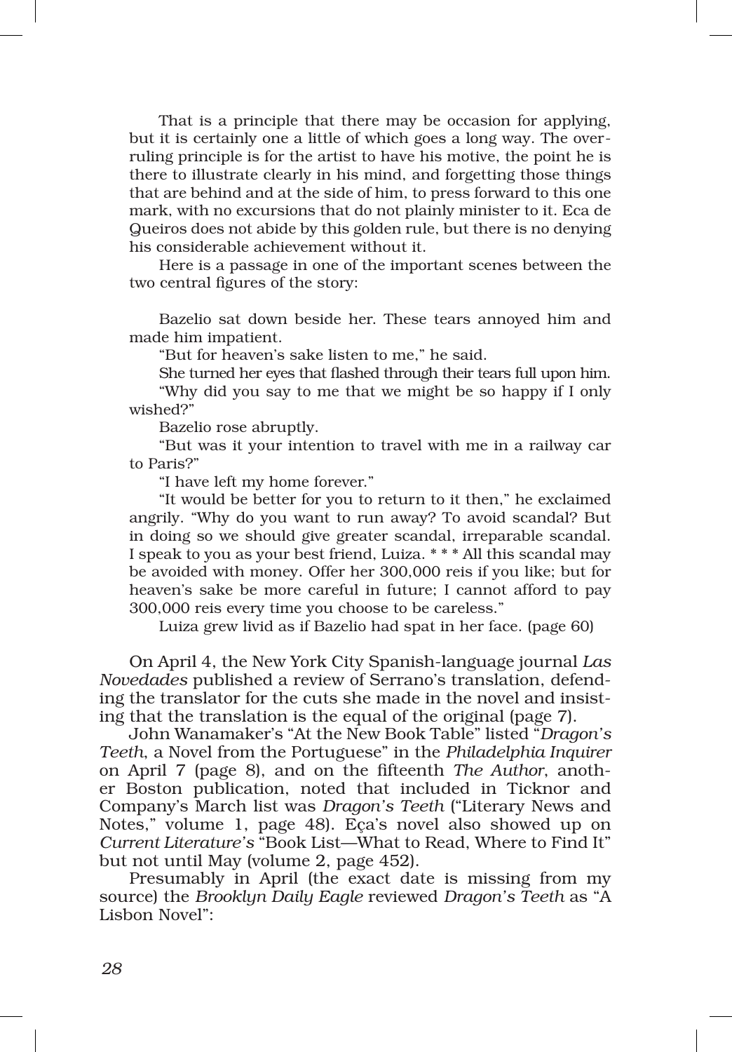That is a principle that there may be occasion for applying, but it is certainly one a little of which goes a long way. The over-ruling principle is for the artist to have his motive, the point he is there to illustrate clearly in his mind, and forgetting those things that are behind and at the side of him, to press forward to this one mark, with no excursions that do not plainly minister to it. Eca de Queiros does not abide by this golden rule, but there is no denying his considerable achievement without it.

Here is a passage in one of the important scenes between the two central figures of the story:

> Bazelio sat down beside her. These tears annoyed him and made him impatient.
>
> "But for heaven's sake listen to me," he said.
>
> She turned her eyes that flashed through their tears full upon him.
>
> "Why did you say to me that we might be so happy if I only wished?"
>
> Bazelio rose abruptly.
>
> "But was it your intention to travel with me in a railway car to Paris?"
>
> "I have left my home forever."
>
> "It would be better for you to return to it then," he exclaimed angrily. "Why do you want to run away? To avoid scandal? But in doing so we should give greater scandal, irreparable scandal. I speak to you as your best friend, Luiza. * * * All this scandal may be avoided with money. Offer her 300,000 reis if you like; but for heaven's sake be more careful in future; I cannot afford to pay 300,000 reis every time you choose to be careless."
>
> Luiza grew livid as if Bazelio had spat in her face. (page 60)

On April 4, the New York City Spanish-language journal *Las Novedades* published a review of Serrano's translation, defending the translator for the cuts she made in the novel and insisting that the translation is the equal of the original (page 7).

John Wanamaker's "At the New Book Table" listed "*Dragon's Teeth*, a Novel from the Portuguese" in the *Philadelphia Inquirer* on April 7 (page 8), and on the fifteenth *The Author*, another Boston publication, noted that included in Ticknor and Company's March list was *Dragon's Teeth* ("Literary News and Notes," volume 1, page 48). Eça's novel also showed up on *Current Literature's* "Book List—What to Read, Where to Find It" but not until May (volume 2, page 452).

Presumably in April (the exact date is missing from my source) the *Brooklyn Daily Eagle* reviewed *Dragon's Teeth* as "A Lisbon Novel":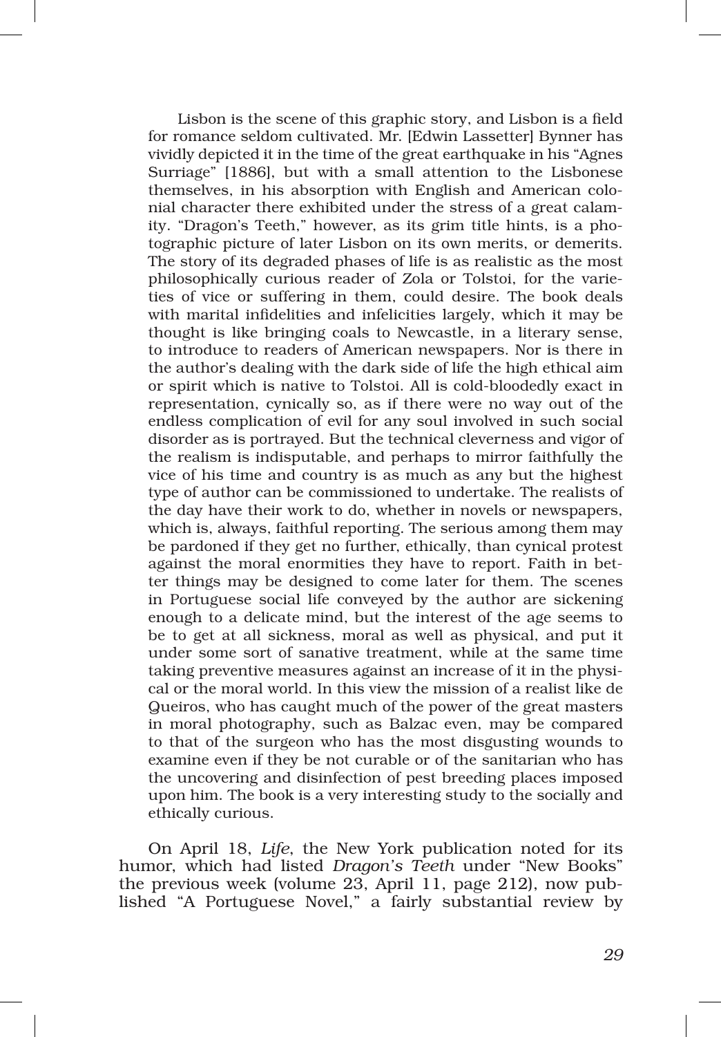Lisbon is the scene of this graphic story, and Lisbon is a field for romance seldom cultivated. Mr. [Edwin Lassetter] Bynner has vividly depicted it in the time of the great earthquake in his "Agnes Surriage" [1886], but with a small attention to the Lisbonese themselves, in his absorption with English and American colonial character there exhibited under the stress of a great calamity. "Dragon's Teeth," however, as its grim title hints, is a photographic picture of later Lisbon on its own merits, or demerits. The story of its degraded phases of life is as realistic as the most philosophically curious reader of Zola or Tolstoi, for the varieties of vice or suffering in them, could desire. The book deals with marital infidelities and infelicities largely, which it may be thought is like bringing coals to Newcastle, in a literary sense, to introduce to readers of American newspapers. Nor is there in the author's dealing with the dark side of life the high ethical aim or spirit which is native to Tolstoi. All is cold-bloodedly exact in representation, cynically so, as if there were no way out of the endless complication of evil for any soul involved in such social disorder as is portrayed. But the technical cleverness and vigor of the realism is indisputable, and perhaps to mirror faithfully the vice of his time and country is as much as any but the highest type of author can be commissioned to undertake. The realists of the day have their work to do, whether in novels or newspapers, which is, always, faithful reporting. The serious among them may be pardoned if they get no further, ethically, than cynical protest against the moral enormities they have to report. Faith in better things may be designed to come later for them. The scenes in Portuguese social life conveyed by the author are sickening enough to a delicate mind, but the interest of the age seems to be to get at all sickness, moral as well as physical, and put it under some sort of sanative treatment, while at the same time taking preventive measures against an increase of it in the physical or the moral world. In this view the mission of a realist like de Queiros, who has caught much of the power of the great masters in moral photography, such as Balzac even, may be compared to that of the surgeon who has the most disgusting wounds to examine even if they be not curable or of the sanitarian who has the uncovering and disinfection of pest breeding places imposed upon him. The book is a very interesting study to the socially and ethically curious.

On April 18, *Life*, the New York publication noted for its humor, which had listed *Dragon's Teeth* under "New Books" the previous week (volume 23, April 11, page 212), now published "A Portuguese Novel," a fairly substantial review by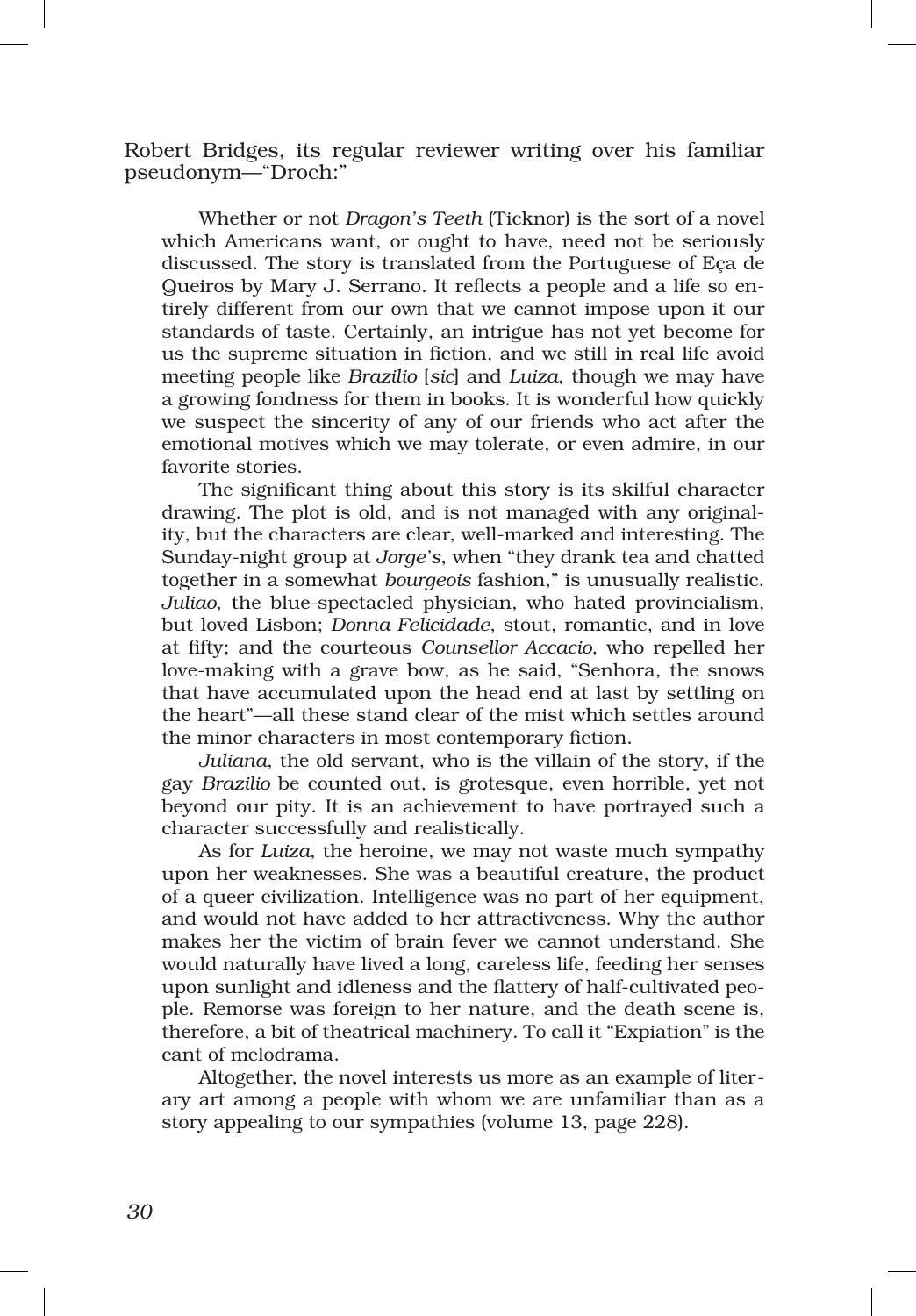Robert Bridges, its regular reviewer writing over his familiar pseudonym—"Droch:"

> Whether or not *Dragon's Teeth* (Ticknor) is the sort of a novel which Americans want, or ought to have, need not be seriously discussed. The story is translated from the Portuguese of Eça de Queiros by Mary J. Serrano. It reflects a people and a life so entirely different from our own that we cannot impose upon it our standards of taste. Certainly, an intrigue has not yet become for us the supreme situation in fiction, and we still in real life avoid meeting people like *Brazilio* [*sic*] and *Luiza*, though we may have a growing fondness for them in books. It is wonderful how quickly we suspect the sincerity of any of our friends who act after the emotional motives which we may tolerate, or even admire, in our favorite stories.
>
> The significant thing about this story is its skilful character drawing. The plot is old, and is not managed with any originality, but the characters are clear, well-marked and interesting. The Sunday-night group at *Jorge's*, when "they drank tea and chatted together in a somewhat *bourgeois* fashion," is unusually realistic. *Juliao*, the blue-spectacled physician, who hated provincialism, but loved Lisbon; *Donna Felicidade*, stout, romantic, and in love at fifty; and the courteous *Counsellor Accacio*, who repelled her love-making with a grave bow, as he said, "Senhora, the snows that have accumulated upon the head end at last by settling on the heart"—all these stand clear of the mist which settles around the minor characters in most contemporary fiction.
>
> *Juliana*, the old servant, who is the villain of the story, if the gay *Brazilio* be counted out, is grotesque, even horrible, yet not beyond our pity. It is an achievement to have portrayed such a character successfully and realistically.
>
> As for *Luiza*, the heroine, we may not waste much sympathy upon her weaknesses. She was a beautiful creature, the product of a queer civilization. Intelligence was no part of her equipment, and would not have added to her attractiveness. Why the author makes her the victim of brain fever we cannot understand. She would naturally have lived a long, careless life, feeding her senses upon sunlight and idleness and the flattery of half-cultivated people. Remorse was foreign to her nature, and the death scene is, therefore, a bit of theatrical machinery. To call it "Expiation" is the cant of melodrama.
>
> Altogether, the novel interests us more as an example of literary art among a people with whom we are unfamiliar than as a story appealing to our sympathies (volume 13, page 228).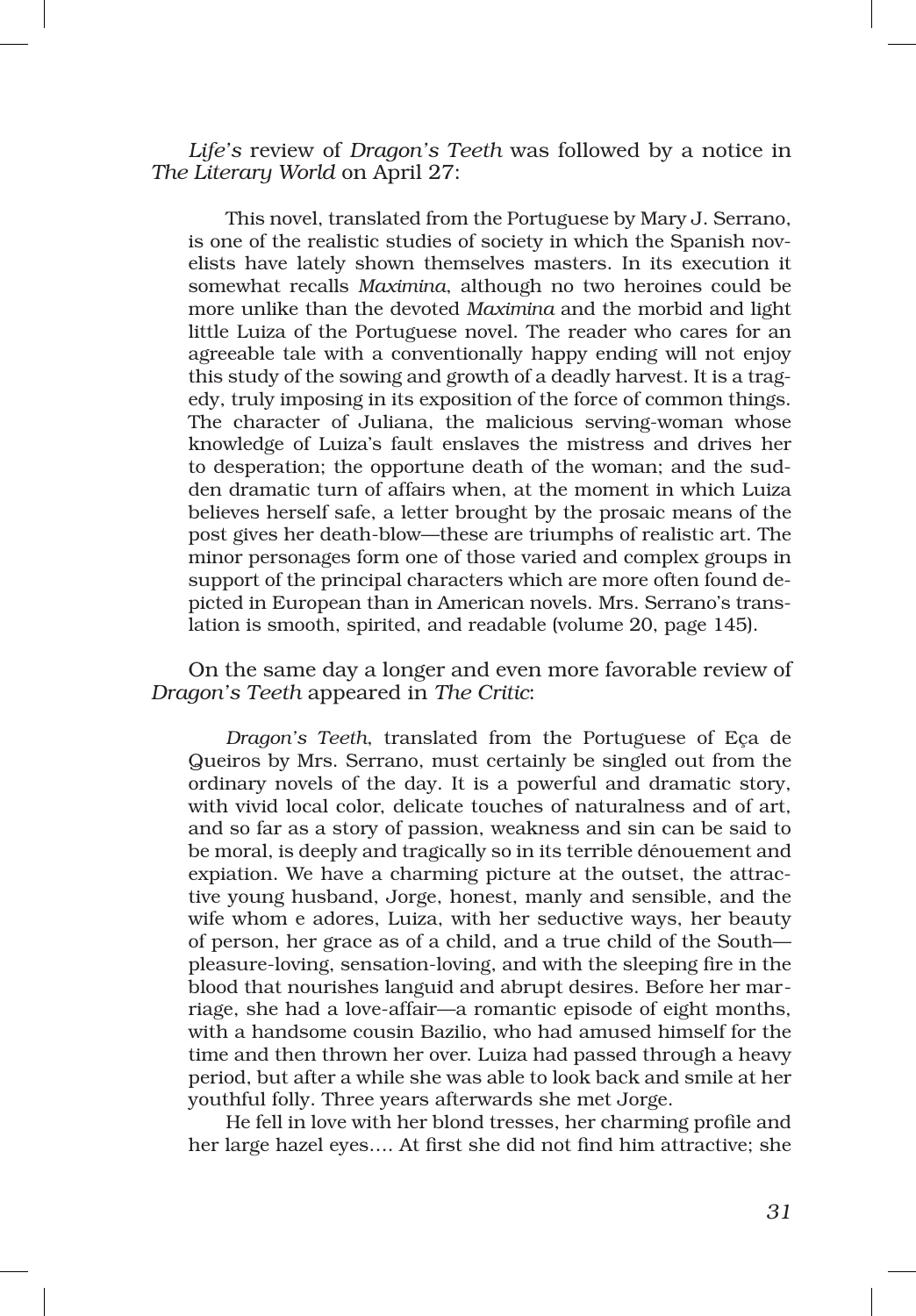*Life's* review of *Dragon's Teeth* was followed by a notice in *The Literary World* on April 27:

> This novel, translated from the Portuguese by Mary J. Serrano, is one of the realistic studies of society in which the Spanish novelists have lately shown themselves masters. In its execution it somewhat recalls *Maximina*, although no two heroines could be more unlike than the devoted *Maximina* and the morbid and light little Luiza of the Portuguese novel. The reader who cares for an agreeable tale with a conventionally happy ending will not enjoy this study of the sowing and growth of a deadly harvest. It is a tragedy, truly imposing in its exposition of the force of common things. The character of Juliana, the malicious serving-woman whose knowledge of Luiza's fault enslaves the mistress and drives her to desperation; the opportune death of the woman; and the sudden dramatic turn of affairs when, at the moment in which Luiza believes herself safe, a letter brought by the prosaic means of the post gives her death-blow—these are triumphs of realistic art. The minor personages form one of those varied and complex groups in support of the principal characters which are more often found depicted in European than in American novels. Mrs. Serrano's translation is smooth, spirited, and readable (volume 20, page 145).

On the same day a longer and even more favorable review of *Dragon's Teeth* appeared in *The Critic*:

> *Dragon's Teeth*, translated from the Portuguese of Eça de Queiros by Mrs. Serrano, must certainly be singled out from the ordinary novels of the day. It is a powerful and dramatic story, with vivid local color, delicate touches of naturalness and of art, and so far as a story of passion, weakness and sin can be said to be moral, is deeply and tragically so in its terrible dénouement and expiation. We have a charming picture at the outset, the attractive young husband, Jorge, honest, manly and sensible, and the wife whom e adores, Luiza, with her seductive ways, her beauty of person, her grace as of a child, and a true child of the South—pleasure-loving, sensation-loving, and with the sleeping fire in the blood that nourishes languid and abrupt desires. Before her marriage, she had a love-affair—a romantic episode of eight months, with a handsome cousin Bazilio, who had amused himself for the time and then thrown her over. Luiza had passed through a heavy period, but after a while she was able to look back and smile at her youthful folly. Three years afterwards she met Jorge.
>
> He fell in love with her blond tresses, her charming profile and her large hazel eyes.... At first she did not find him attractive; she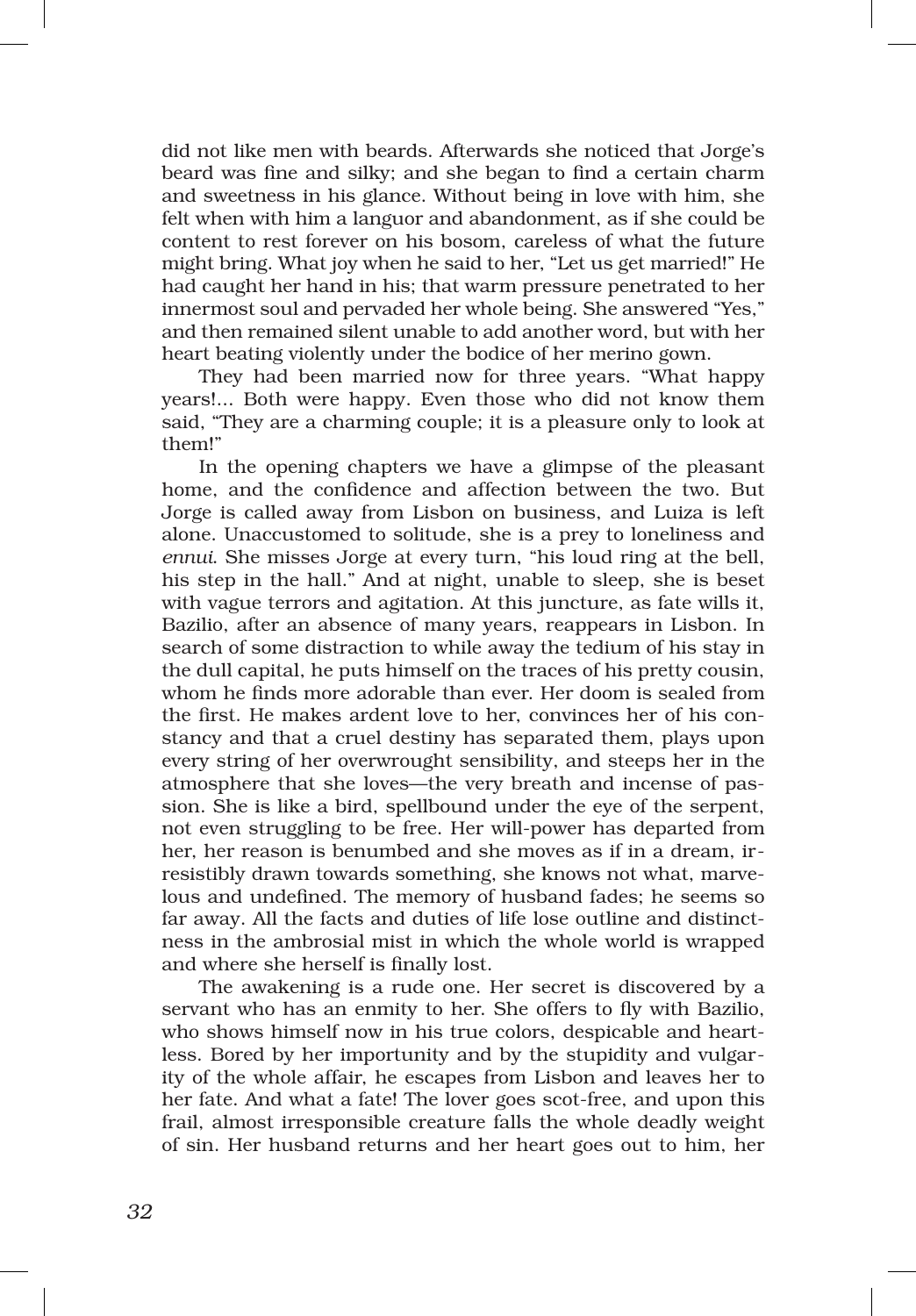did not like men with beards. Afterwards she noticed that Jorge's beard was fine and silky; and she began to find a certain charm and sweetness in his glance. Without being in love with him, she felt when with him a languor and abandonment, as if she could be content to rest forever on his bosom, careless of what the future might bring. What joy when he said to her, "Let us get married!" He had caught her hand in his; that warm pressure penetrated to her innermost soul and pervaded her whole being. She answered "Yes," and then remained silent unable to add another word, but with her heart beating violently under the bodice of her merino gown.

They had been married now for three years. "What happy years!... Both were happy. Even those who did not know them said, "They are a charming couple; it is a pleasure only to look at them!"

In the opening chapters we have a glimpse of the pleasant home, and the confidence and affection between the two. But Jorge is called away from Lisbon on business, and Luiza is left alone. Unaccustomed to solitude, she is a prey to loneliness and *ennui*. She misses Jorge at every turn, "his loud ring at the bell, his step in the hall." And at night, unable to sleep, she is beset with vague terrors and agitation. At this juncture, as fate wills it, Bazilio, after an absence of many years, reappears in Lisbon. In search of some distraction to while away the tedium of his stay in the dull capital, he puts himself on the traces of his pretty cousin, whom he finds more adorable than ever. Her doom is sealed from the first. He makes ardent love to her, convinces her of his constancy and that a cruel destiny has separated them, plays upon every string of her overwrought sensibility, and steeps her in the atmosphere that she loves—the very breath and incense of passion. She is like a bird, spellbound under the eye of the serpent, not even struggling to be free. Her will-power has departed from her, her reason is benumbed and she moves as if in a dream, irresistibly drawn towards something, she knows not what, marvelous and undefined. The memory of husband fades; he seems so far away. All the facts and duties of life lose outline and distinctness in the ambrosial mist in which the whole world is wrapped and where she herself is finally lost.

The awakening is a rude one. Her secret is discovered by a servant who has an enmity to her. She offers to fly with Bazilio, who shows himself now in his true colors, despicable and heartless. Bored by her importunity and by the stupidity and vulgarity of the whole affair, he escapes from Lisbon and leaves her to her fate. And what a fate! The lover goes scot-free, and upon this frail, almost irresponsible creature falls the whole deadly weight of sin. Her husband returns and her heart goes out to him, her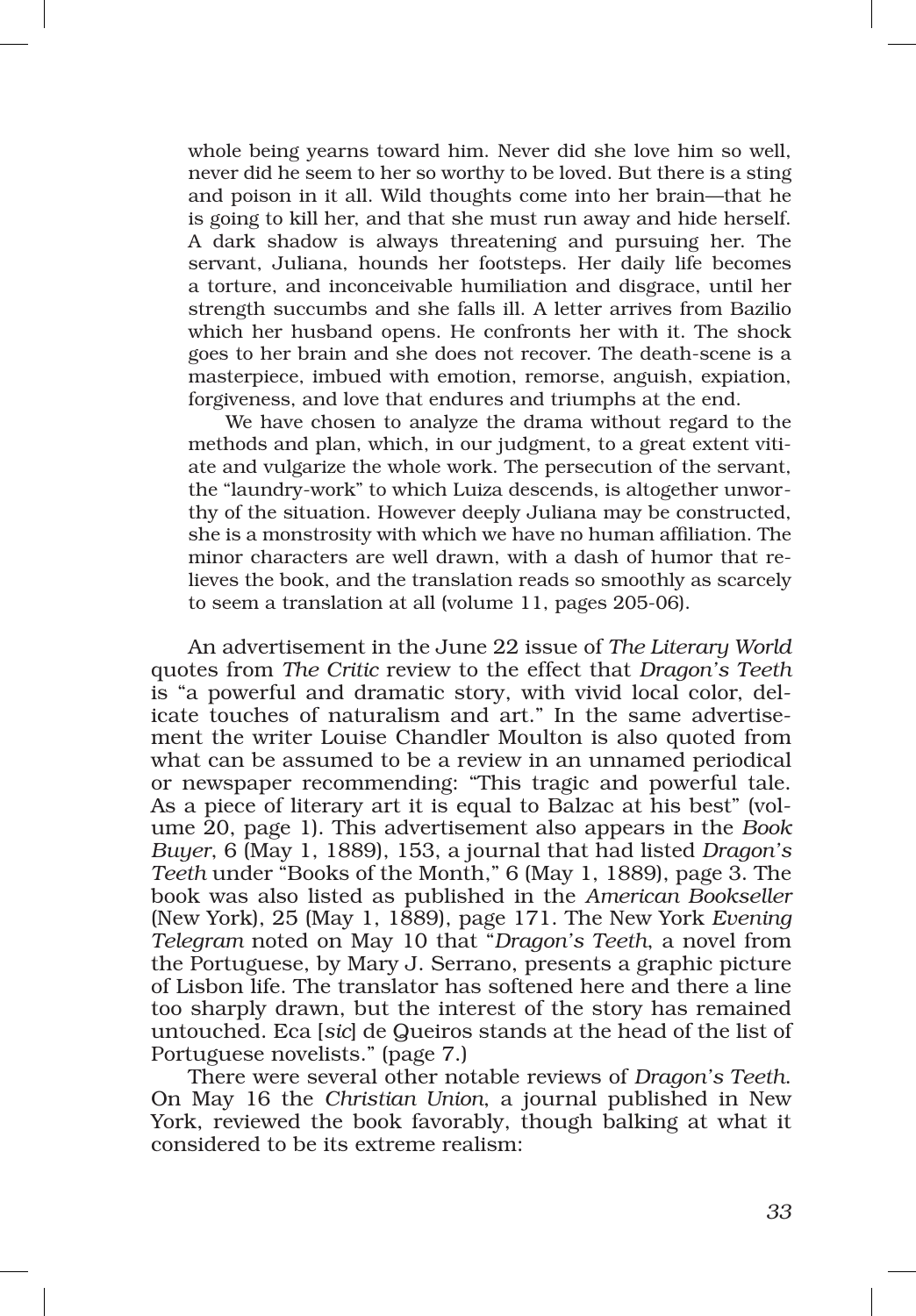whole being yearns toward him. Never did she love him so well, never did he seem to her so worthy to be loved. But there is a sting and poison in it all. Wild thoughts come into her brain—that he is going to kill her, and that she must run away and hide herself. A dark shadow is always threatening and pursuing her. The servant, Juliana, hounds her footsteps. Her daily life becomes a torture, and inconceivable humiliation and disgrace, until her strength succumbs and she falls ill. A letter arrives from Bazilio which her husband opens. He confronts her with it. The shock goes to her brain and she does not recover. The death-scene is a masterpiece, imbued with emotion, remorse, anguish, expiation, forgiveness, and love that endures and triumphs at the end.

> We have chosen to analyze the drama without regard to the methods and plan, which, in our judgment, to a great extent vitiate and vulgarize the whole work. The persecution of the servant, the "laundry-work" to which Luiza descends, is altogether unworthy of the situation. However deeply Juliana may be constructed, she is a monstrosity with which we have no human affiliation. The minor characters are well drawn, with a dash of humor that relieves the book, and the translation reads so smoothly as scarcely to seem a translation at all (volume 11, pages 205-06).

An advertisement in the June 22 issue of *The Literary World* quotes from *The Critic* review to the effect that *Dragon's Teeth* is "a powerful and dramatic story, with vivid local color, delicate touches of naturalism and art." In the same advertisement the writer Louise Chandler Moulton is also quoted from what can be assumed to be a review in an unnamed periodical or newspaper recommending: "This tragic and powerful tale. As a piece of literary art it is equal to Balzac at his best" (volume 20, page 1). This advertisement also appears in the *Book Buyer*, 6 (May 1, 1889), 153, a journal that had listed *Dragon's Teeth* under "Books of the Month," 6 (May 1, 1889), page 3. The book was also listed as published in the *American Bookseller* (New York), 25 (May 1, 1889), page 171. The New York *Evening Telegram* noted on May 10 that "*Dragon's Teeth*, a novel from the Portuguese, by Mary J. Serrano, presents a graphic picture of Lisbon life. The translator has softened here and there a line too sharply drawn, but the interest of the story has remained untouched. Eca [*sic*] de Queiros stands at the head of the list of Portuguese novelists." (page 7.)

There were several other notable reviews of *Dragon's Teeth*. On May 16 the *Christian Union*, a journal published in New York, reviewed the book favorably, though balking at what it considered to be its extreme realism: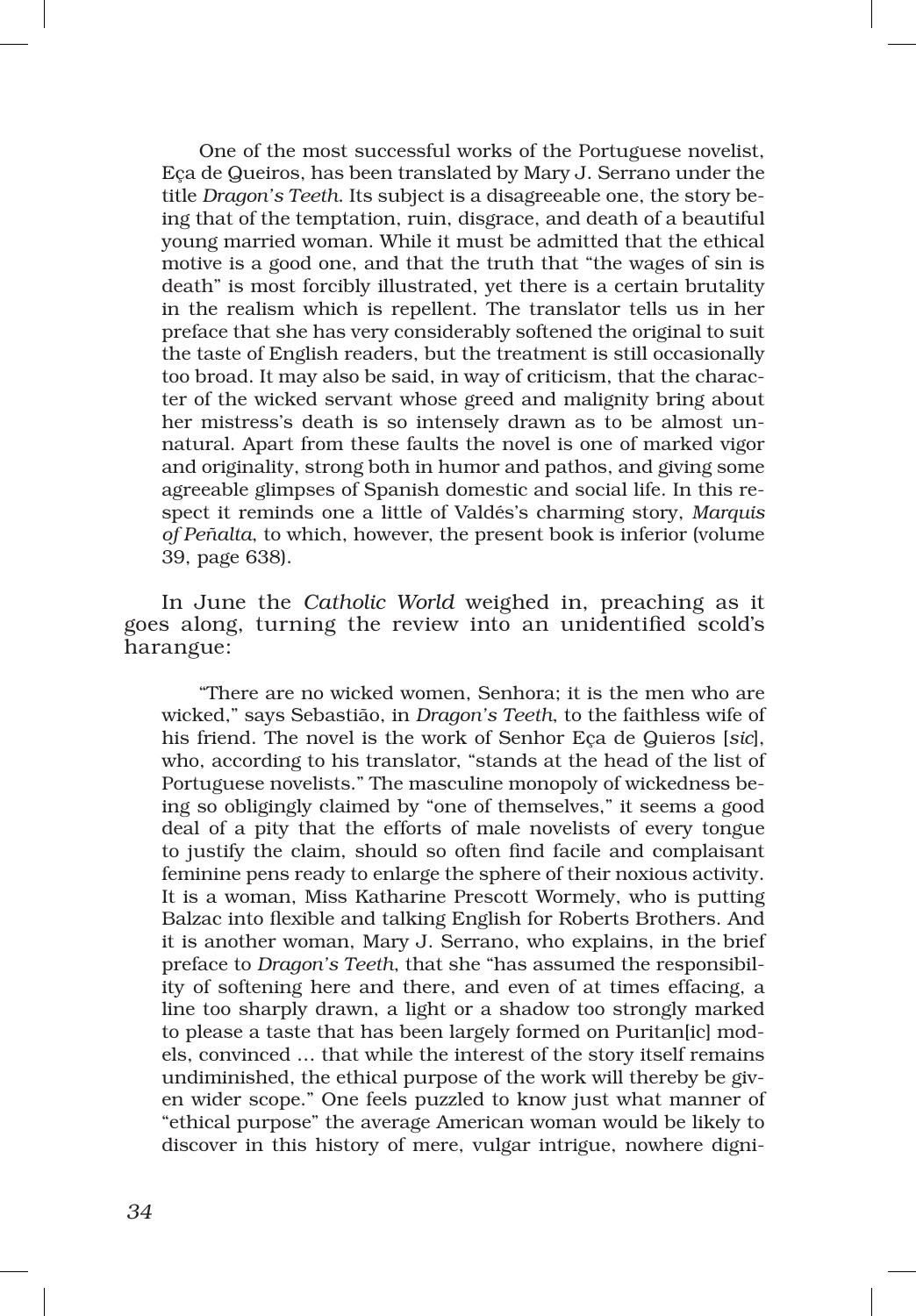> One of the most successful works of the Portuguese novelist, Eça de Queiros, has been translated by Mary J. Serrano under the title *Dragon's Teeth*. Its subject is a disagreeable one, the story being that of the temptation, ruin, disgrace, and death of a beautiful young married woman. While it must be admitted that the ethical motive is a good one, and that the truth that "the wages of sin is death" is most forcibly illustrated, yet there is a certain brutality in the realism which is repellent. The translator tells us in her preface that she has very considerably softened the original to suit the taste of English readers, but the treatment is still occasionally too broad. It may also be said, in way of criticism, that the character of the wicked servant whose greed and malignity bring about her mistress's death is so intensely drawn as to be almost unnatural. Apart from these faults the novel is one of marked vigor and originality, strong both in humor and pathos, and giving some agreeable glimpses of Spanish domestic and social life. In this respect it reminds one a little of Valdés's charming story, *Marquis of Peñalta*, to which, however, the present book is inferior (volume 39, page 638).

In June the *Catholic World* weighed in, preaching as it goes along, turning the review into an unidentified scold's harangue:

> "There are no wicked women, Senhora; it is the men who are wicked," says Sebastião, in *Dragon's Teeth*, to the faithless wife of his friend. The novel is the work of Senhor Eça de Quieros [*sic*], who, according to his translator, "stands at the head of the list of Portuguese novelists." The masculine monopoly of wickedness being so obligingly claimed by "one of themselves," it seems a good deal of a pity that the efforts of male novelists of every tongue to justify the claim, should so often find facile and complaisant feminine pens ready to enlarge the sphere of their noxious activity. It is a woman, Miss Katharine Prescott Wormely, who is putting Balzac into flexible and talking English for Roberts Brothers. And it is another woman, Mary J. Serrano, who explains, in the brief preface to *Dragon's Teeth*, that she "has assumed the responsibility of softening here and there, and even of at times effacing, a line too sharply drawn, a light or a shadow too strongly marked to please a taste that has been largely formed on Puritan[ic] models, convinced … that while the interest of the story itself remains undiminished, the ethical purpose of the work will thereby be given wider scope." One feels puzzled to know just what manner of "ethical purpose" the average American woman would be likely to discover in this history of mere, vulgar intrigue, nowhere digni-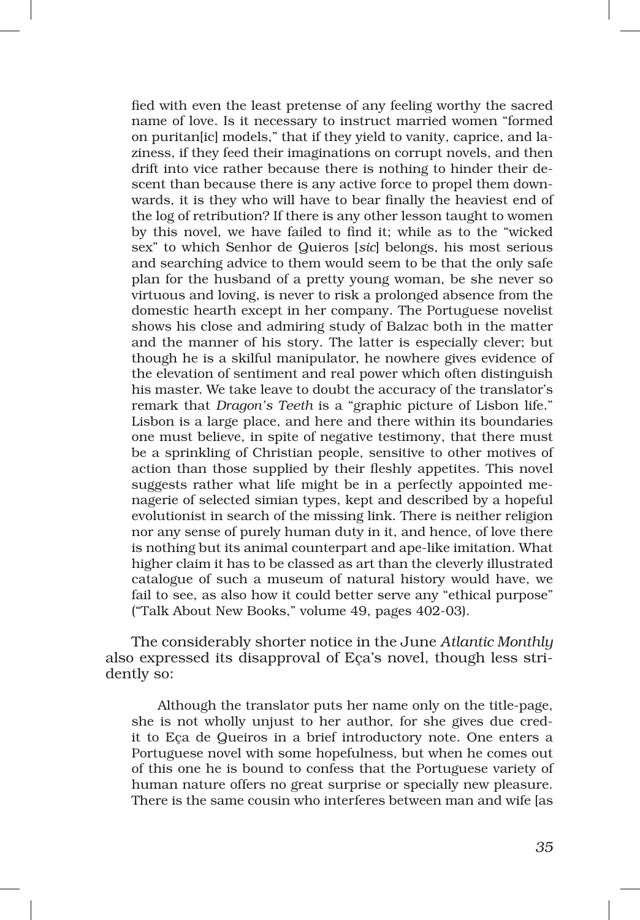fied with even the least pretense of any feeling worthy the sacred name of love. Is it necessary to instruct married women "formed on puritan[ic] models," that if they yield to vanity, caprice, and laziness, if they feed their imaginations on corrupt novels, and then drift into vice rather because there is nothing to hinder their descent than because there is any active force to propel them downwards, it is they who will have to bear finally the heaviest end of the log of retribution? If there is any other lesson taught to women by this novel, we have failed to find it; while as to the "wicked sex" to which Senhor de Quieros [*sic*] belongs, his most serious and searching advice to them would seem to be that the only safe plan for the husband of a pretty young woman, be she never so virtuous and loving, is never to risk a prolonged absence from the domestic hearth except in her company. The Portuguese novelist shows his close and admiring study of Balzac both in the matter and the manner of his story. The latter is especially clever; but though he is a skilful manipulator, he nowhere gives evidence of the elevation of sentiment and real power which often distinguish his master. We take leave to doubt the accuracy of the translator's remark that *Dragon's Teeth* is a "graphic picture of Lisbon life." Lisbon is a large place, and here and there within its boundaries one must believe, in spite of negative testimony, that there must be a sprinkling of Christian people, sensitive to other motives of action than those supplied by their fleshly appetites. This novel suggests rather what life might be in a perfectly appointed menagerie of selected simian types, kept and described by a hopeful evolutionist in search of the missing link. There is neither religion nor any sense of purely human duty in it, and hence, of love there is nothing but its animal counterpart and ape-like imitation. What higher claim it has to be classed as art than the cleverly illustrated catalogue of such a museum of natural history would have, we fail to see, as also how it could better serve any "ethical purpose" ("Talk About New Books," volume 49, pages 402-03).

The considerably shorter notice in the June *Atlantic Monthly* also expressed its disapproval of Eça's novel, though less stridently so:

> Although the translator puts her name only on the title-page, she is not wholly unjust to her author, for she gives due credit to Eça de Queiros in a brief introductory note. One enters a Portuguese novel with some hopefulness, but when he comes out of this one he is bound to confess that the Portuguese variety of human nature offers no great surprise or specially new pleasure. There is the same cousin who interferes between man and wife [as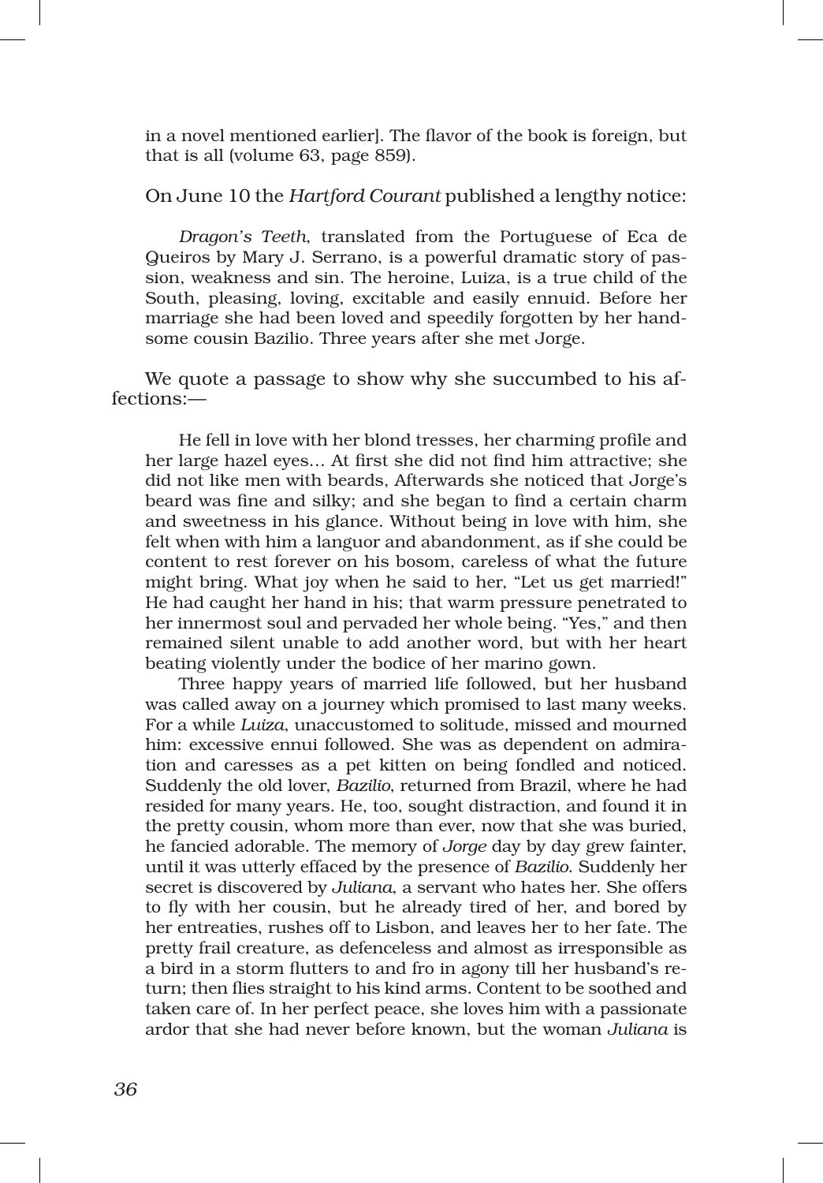in a novel mentioned earlier]. The flavor of the book is foreign, but that is all (volume 63, page 859).

On June 10 the *Hartford Courant* published a lengthy notice:

> *Dragon's Teeth*, translated from the Portuguese of Eca de Queiros by Mary J. Serrano, is a powerful dramatic story of passion, weakness and sin. The heroine, Luiza, is a true child of the South, pleasing, loving, excitable and easily ennuid. Before her marriage she had been loved and speedily forgotten by her handsome cousin Bazilio. Three years after she met Jorge.

We quote a passage to show why she succumbed to his affections:—

> He fell in love with her blond tresses, her charming profile and her large hazel eyes… At first she did not find him attractive; she did not like men with beards, Afterwards she noticed that Jorge's beard was fine and silky; and she began to find a certain charm and sweetness in his glance. Without being in love with him, she felt when with him a languor and abandonment, as if she could be content to rest forever on his bosom, careless of what the future might bring. What joy when he said to her, "Let us get married!" He had caught her hand in his; that warm pressure penetrated to her innermost soul and pervaded her whole being. "Yes," and then remained silent unable to add another word, but with her heart beating violently under the bodice of her marino gown.
>
> Three happy years of married life followed, but her husband was called away on a journey which promised to last many weeks. For a while *Luiza*, unaccustomed to solitude, missed and mourned him: excessive ennui followed. She was as dependent on admiration and caresses as a pet kitten on being fondled and noticed. Suddenly the old lover, *Bazilio*, returned from Brazil, where he had resided for many years. He, too, sought distraction, and found it in the pretty cousin, whom more than ever, now that she was buried, he fancied adorable. The memory of *Jorge* day by day grew fainter, until it was utterly effaced by the presence of *Bazilio*. Suddenly her secret is discovered by *Juliana*, a servant who hates her. She offers to fly with her cousin, but he already tired of her, and bored by her entreaties, rushes off to Lisbon, and leaves her to her fate. The pretty frail creature, as defenceless and almost as irresponsible as a bird in a storm flutters to and fro in agony till her husband's return; then flies straight to his kind arms. Content to be soothed and taken care of. In her perfect peace, she loves him with a passionate ardor that she had never before known, but the woman *Juliana* is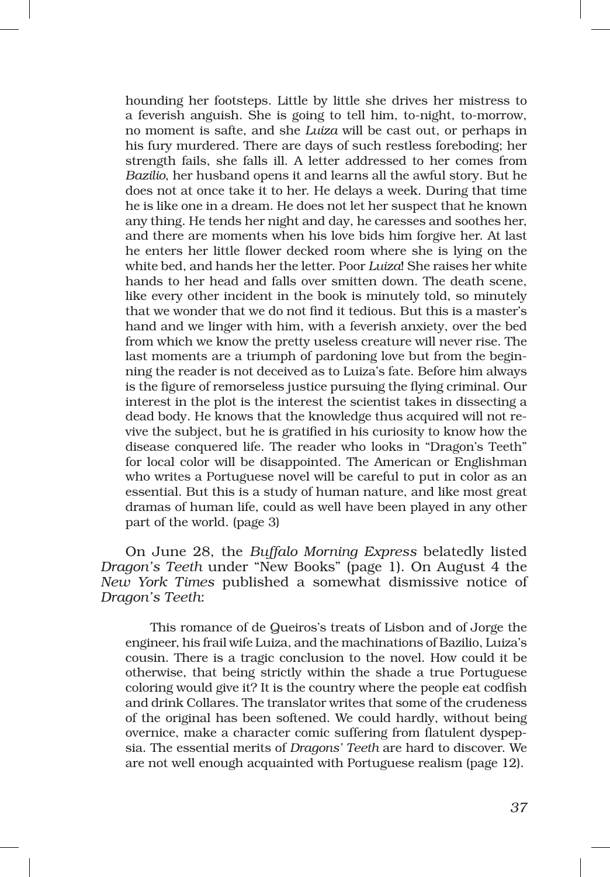> hounding her footsteps. Little by little she drives her mistress to a feverish anguish. She is going to tell him, to-night, to-morrow, no moment is safte, and she *Luiza* will be cast out, or perhaps in his fury murdered. There are days of such restless foreboding; her strength fails, she falls ill. A letter addressed to her comes from *Bazilio*, her husband opens it and learns all the awful story. But he does not at once take it to her. He delays a week. During that time he is like one in a dream. He does not let her suspect that he known any thing. He tends her night and day, he caresses and soothes her, and there are moments when his love bids him forgive her. At last he enters her little flower decked room where she is lying on the white bed, and hands her the letter. Poor *Luiza*! She raises her white hands to her head and falls over smitten down. The death scene, like every other incident in the book is minutely told, so minutely that we wonder that we do not find it tedious. But this is a master's hand and we linger with him, with a feverish anxiety, over the bed from which we know the pretty useless creature will never rise. The last moments are a triumph of pardoning love but from the beginning the reader is not deceived as to Luiza's fate. Before him always is the figure of remorseless justice pursuing the flying criminal. Our interest in the plot is the interest the scientist takes in dissecting a dead body. He knows that the knowledge thus acquired will not revive the subject, but he is gratified in his curiosity to know how the disease conquered life. The reader who looks in "Dragon's Teeth" for local color will be disappointed. The American or Englishman who writes a Portuguese novel will be careful to put in color as an essential. But this is a study of human nature, and like most great dramas of human life, could as well have been played in any other part of the world. (page 3)

On June 28, the *Buffalo Morning Express* belatedly listed *Dragon's Teeth* under "New Books" (page 1). On August 4 the *New York Times* published a somewhat dismissive notice of *Dragon's Teeth*:

> This romance of de Queiros's treats of Lisbon and of Jorge the engineer, his frail wife Luiza, and the machinations of Bazilio, Luiza's cousin. There is a tragic conclusion to the novel. How could it be otherwise, that being strictly within the shade a true Portuguese coloring would give it? It is the country where the people eat codfish and drink Collares. The translator writes that some of the crudeness of the original has been softened. We could hardly, without being overnice, make a character comic suffering from flatulent dyspepsia. The essential merits of *Dragons' Teeth* are hard to discover. We are not well enough acquainted with Portuguese realism (page 12).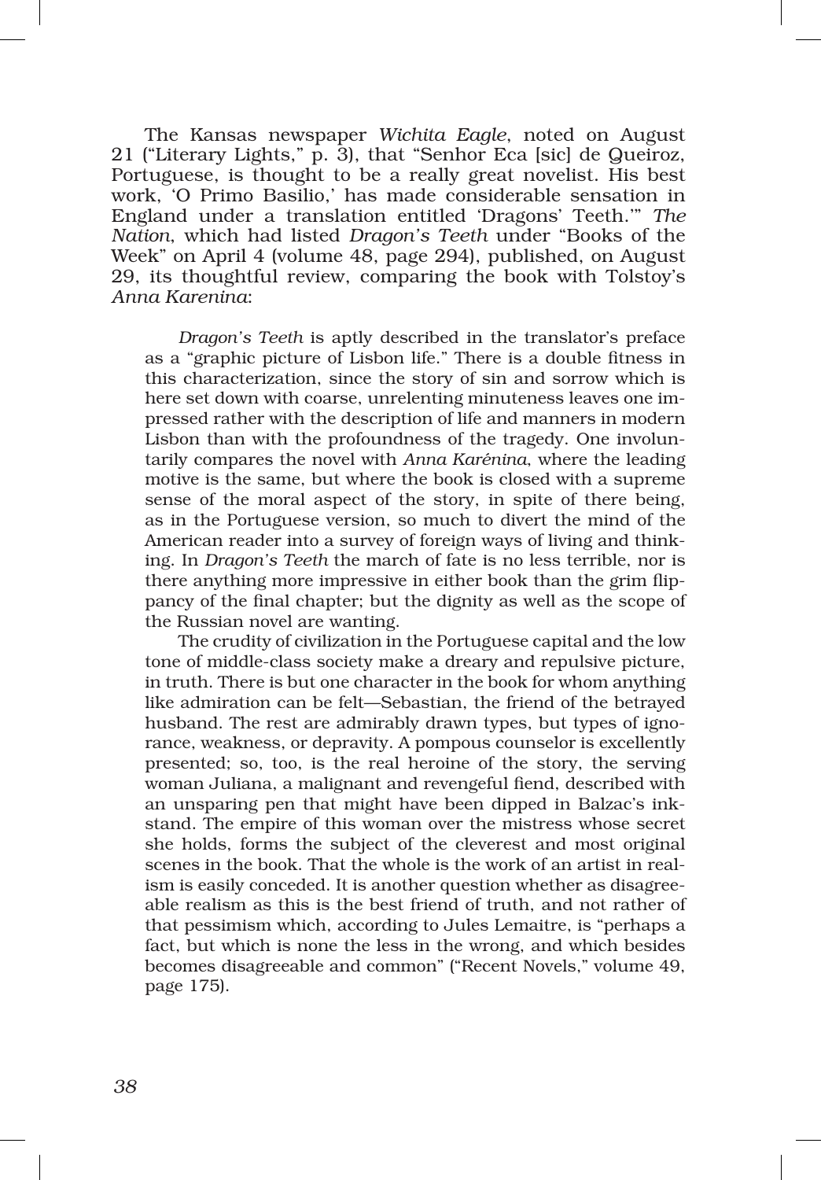The Kansas newspaper *Wichita Eagle*, noted on August 21 ("Literary Lights," p. 3), that "Senhor Eca [sic] de Queiroz, Portuguese, is thought to be a really great novelist. His best work, 'O Primo Basilio,' has made considerable sensation in England under a translation entitled 'Dragons' Teeth.'" *The Nation*, which had listed *Dragon's Teeth* under "Books of the Week" on April 4 (volume 48, page 294), published, on August 29, its thoughtful review, comparing the book with Tolstoy's *Anna Karenina*:

> *Dragon's Teeth* is aptly described in the translator's preface as a "graphic picture of Lisbon life." There is a double fitness in this characterization, since the story of sin and sorrow which is here set down with coarse, unrelenting minuteness leaves one impressed rather with the description of life and manners in modern Lisbon than with the profoundness of the tragedy. One involuntarily compares the novel with *Anna Karénina*, where the leading motive is the same, but where the book is closed with a supreme sense of the moral aspect of the story, in spite of there being, as in the Portuguese version, so much to divert the mind of the American reader into a survey of foreign ways of living and thinking. In *Dragon's Teeth* the march of fate is no less terrible, nor is there anything more impressive in either book than the grim flippancy of the final chapter; but the dignity as well as the scope of the Russian novel are wanting.
>
> The crudity of civilization in the Portuguese capital and the low tone of middle-class society make a dreary and repulsive picture, in truth. There is but one character in the book for whom anything like admiration can be felt—Sebastian, the friend of the betrayed husband. The rest are admirably drawn types, but types of ignorance, weakness, or depravity. A pompous counselor is excellently presented; so, too, is the real heroine of the story, the serving woman Juliana, a malignant and revengeful fiend, described with an unsparing pen that might have been dipped in Balzac's inkstand. The empire of this woman over the mistress whose secret she holds, forms the subject of the cleverest and most original scenes in the book. That the whole is the work of an artist in realism is easily conceded. It is another question whether as disagreeable realism as this is the best friend of truth, and not rather of that pessimism which, according to Jules Lemaitre, is "perhaps a fact, but which is none the less in the wrong, and which besides becomes disagreeable and common" ("Recent Novels," volume 49, page 175).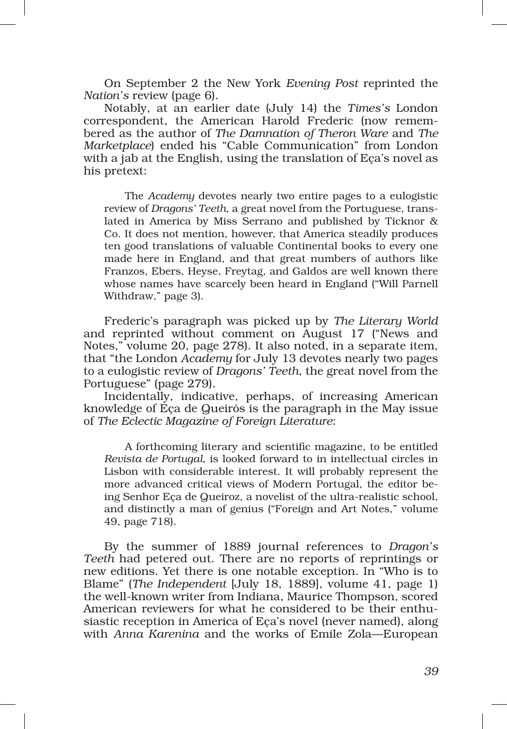On September 2 the New York *Evening Post* reprinted the *Nation's* review (page 6).

Notably, at an earlier date (July 14) the *Times's* London correspondent, the American Harold Frederic (now remembered as the author of *The Damnation of Theron Ware* and *The Marketplace*) ended his "Cable Communication" from London with a jab at the English, using the translation of Eça's novel as his pretext:

> The *Academy* devotes nearly two entire pages to a eulogistic review of *Dragons' Teeth*, a great novel from the Portuguese, translated in America by Miss Serrano and published by Ticknor & Co. It does not mention, however, that America steadily produces ten good translations of valuable Continental books to every one made here in England, and that great numbers of authors like Franzos, Ebers, Heyse, Freytag, and Galdos are well known there whose names have scarcely been heard in England ("Will Parnell Withdraw," page 3).

Frederic's paragraph was picked up by *The Literary World* and reprinted without comment on August 17 ("News and Notes," volume 20, page 278). It also noted, in a separate item, that "the London *Academy* for July 13 devotes nearly two pages to a eulogistic review of *Dragons' Teeth*, the great novel from the Portuguese" (page 279).

Incidentally, indicative, perhaps, of increasing American knowledge of Eça de Queirós is the paragraph in the May issue of *The Eclectic Magazine of Foreign Literature*:

> A forthcoming literary and scientific magazine, to be entitled *Revista de Portugal*, is looked forward to in intellectual circles in Lisbon with considerable interest. It will probably represent the more advanced critical views of Modern Portugal, the editor being Senhor Eça de Queiroz, a novelist of the ultra-realistic school, and distinctly a man of genius ("Foreign and Art Notes," volume 49, page 718).

By the summer of 1889 journal references to *Dragon's Teeth* had petered out. There are no reports of reprintings or new editions. Yet there is one notable exception. In "Who is to Blame" (*The Independent* [July 18, 1889], volume 41, page 1) the well-known writer from Indiana, Maurice Thompson, scored American reviewers for what he considered to be their enthusiastic reception in America of Eça's novel (never named), along with *Anna Karenina* and the works of Emile Zola—European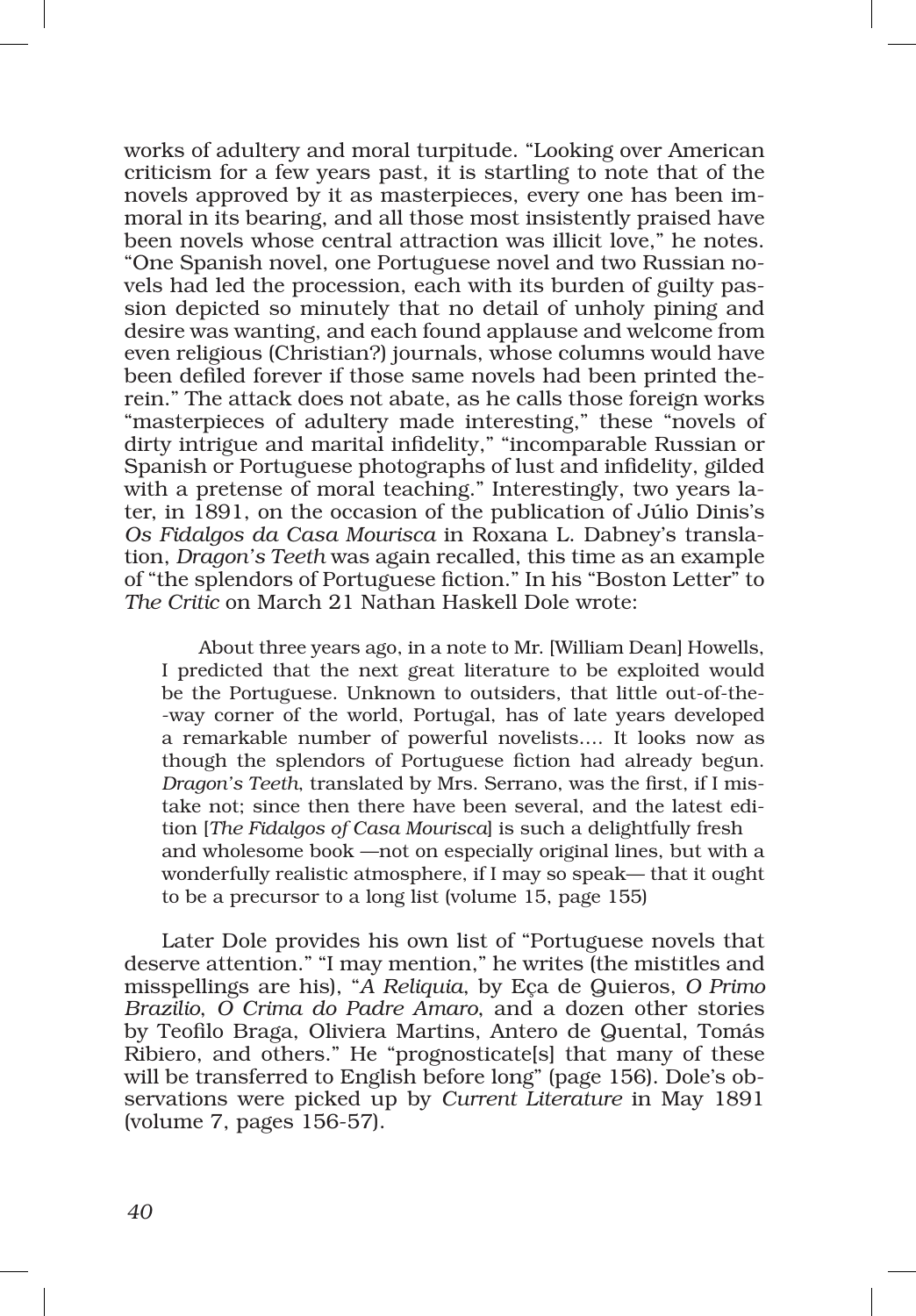works of adultery and moral turpitude. "Looking over American criticism for a few years past, it is startling to note that of the novels approved by it as masterpieces, every one has been immoral in its bearing, and all those most insistently praised have been novels whose central attraction was illicit love," he notes. "One Spanish novel, one Portuguese novel and two Russian novels had led the procession, each with its burden of guilty passion depicted so minutely that no detail of unholy pining and desire was wanting, and each found applause and welcome from even religious (Christian?) journals, whose columns would have been defiled forever if those same novels had been printed therein." The attack does not abate, as he calls those foreign works "masterpieces of adultery made interesting," these "novels of dirty intrigue and marital infidelity," "incomparable Russian or Spanish or Portuguese photographs of lust and infidelity, gilded with a pretense of moral teaching." Interestingly, two years later, in 1891, on the occasion of the publication of Júlio Dinis's *Os Fidalgos da Casa Mourisca* in Roxana L. Dabney's translation, *Dragon's Teeth* was again recalled, this time as an example of "the splendors of Portuguese fiction." In his "Boston Letter" to *The Critic* on March 21 Nathan Haskell Dole wrote:

> About three years ago, in a note to Mr. [William Dean] Howells, I predicted that the next great literature to be exploited would be the Portuguese. Unknown to outsiders, that little out-of-the-way corner of the world, Portugal, has of late years developed a remarkable number of powerful novelists.... It looks now as though the splendors of Portuguese fiction had already begun. *Dragon's Teeth*, translated by Mrs. Serrano, was the first, if I mistake not; since then there have been several, and the latest edition [*The Fidalgos of Casa Mourisca*] is such a delightfully fresh and wholesome book —not on especially original lines, but with a wonderfully realistic atmosphere, if I may so speak— that it ought to be a precursor to a long list (volume 15, page 155)

Later Dole provides his own list of "Portuguese novels that deserve attention." "I may mention," he writes (the mistitles and misspellings are his), "*A Reliquia*, by Eça de Quieros, *O Primo Brazilio*, *O Crima do Padre Amaro*, and a dozen other stories by Teofilo Braga, Oliviera Martins, Antero de Quental, Tomás Ribiero, and others." He "prognosticate[s] that many of these will be transferred to English before long" (page 156). Dole's observations were picked up by *Current Literature* in May 1891 (volume 7, pages 156-57).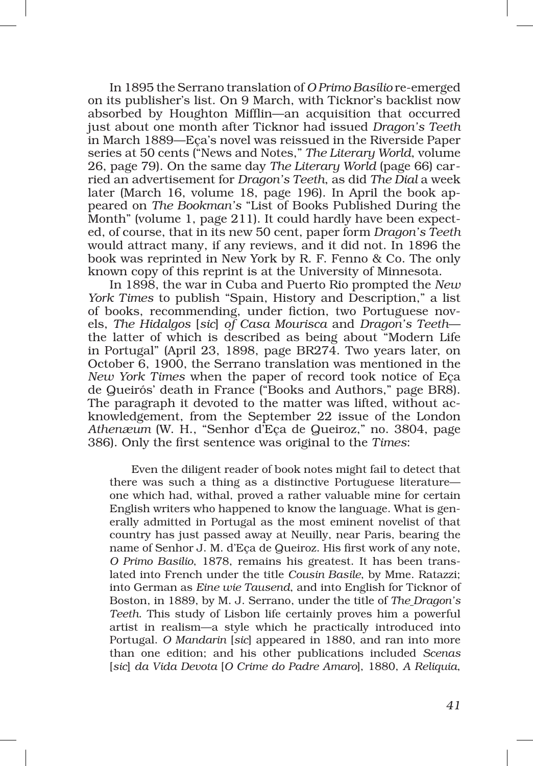In 1895 the Serrano translation of *O Primo Basílio* re-emerged on its publisher's list. On 9 March, with Ticknor's backlist now absorbed by Houghton Mifflin—an acquisition that occurred just about one month after Ticknor had issued *Dragon's Teeth* in March 1889—Eça's novel was reissued in the Riverside Paper series at 50 cents ("News and Notes," *The Literary World*, volume 26, page 79). On the same day *The Literary World* (page 66) carried an advertisement for *Dragon's Teeth*, as did *The Dial* a week later (March 16, volume 18, page 196). In April the book appeared on *The Bookman's* "List of Books Published During the Month" (volume 1, page 211). It could hardly have been expected, of course, that in its new 50 cent, paper form *Dragon's Teeth* would attract many, if any reviews, and it did not. In 1896 the book was reprinted in New York by R. F. Fenno & Co. The only known copy of this reprint is at the University of Minnesota.

In 1898, the war in Cuba and Puerto Rio prompted the *New York Times* to publish "Spain, History and Description," a list of books, recommending, under fiction, two Portuguese novels, *The Hidalgos* [*sic*] *of Casa Mourisca* and *Dragon's Teeth*—the latter of which is described as being about "Modern Life in Portugal" (April 23, 1898, page BR274. Two years later, on October 6, 1900, the Serrano translation was mentioned in the *New York Times* when the paper of record took notice of Eça de Queirós' death in France ("Books and Authors," page BR8). The paragraph it devoted to the matter was lifted, without acknowledgement, from the September 22 issue of the London *Athenæum* (W. H., "Senhor d'Eça de Queiroz," no. 3804, page 386). Only the first sentence was original to the *Times*:

> Even the diligent reader of book notes might fail to detect that there was such a thing as a distinctive Portuguese literature—one which had, withal, proved a rather valuable mine for certain English writers who happened to know the language. What is generally admitted in Portugal as the most eminent novelist of that country has just passed away at Neuilly, near Paris, bearing the name of Senhor J. M. d'Eça de Queiroz. His first work of any note, *O Primo Basilio*, 1878, remains his greatest. It has been translated into French under the title *Cousin Basile*, by Mme. Ratazzi; into German as *Eine wie Tausend*, and into English for Ticknor of Boston, in 1889, by M. J. Serrano, under the title of *The Dragon's Teeth*. This study of Lisbon life certainly proves him a powerful artist in realism—a style which he practically introduced into Portugal. *O Mandarin* [*sic*] appeared in 1880, and ran into more than one edition; and his other publications included *Scenas* [*sic*] *da Vida Devota* [*O Crime do Padre Amaro*], 1880, *A Reliquia*,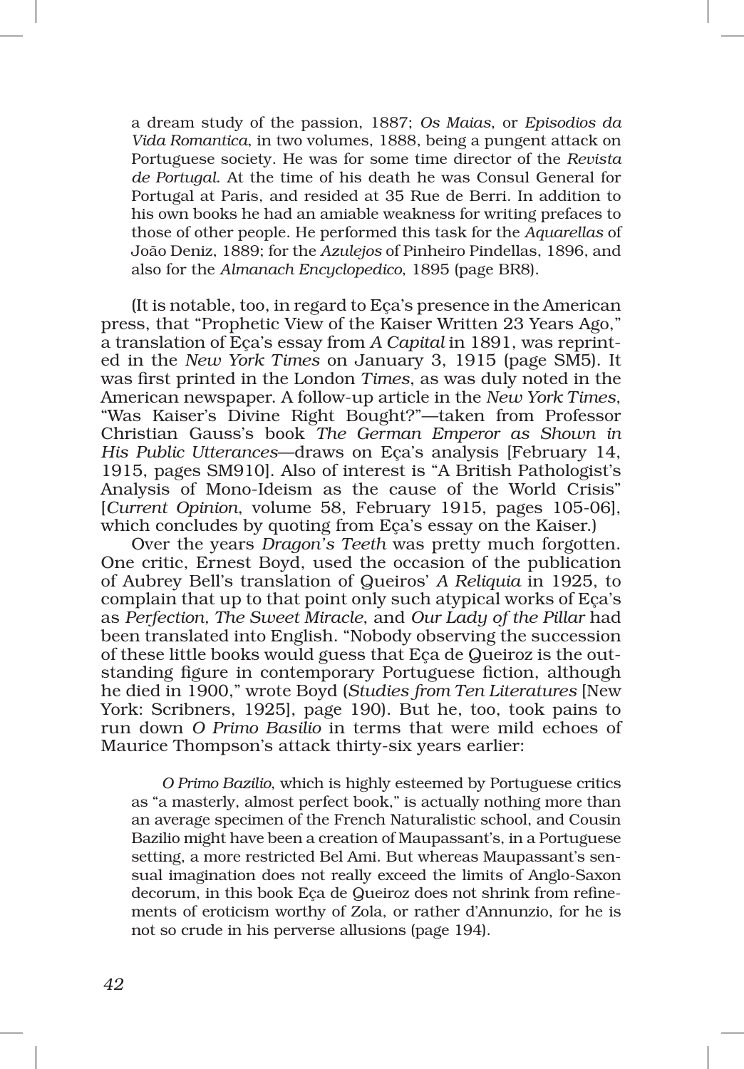> a dream study of the passion, 1887; *Os Maias*, or *Episodios da Vida Romantica*, in two volumes, 1888, being a pungent attack on Portuguese society. He was for some time director of the *Revista de Portugal*. At the time of his death he was Consul General for Portugal at Paris, and resided at 35 Rue de Berri. In addition to his own books he had an amiable weakness for writing prefaces to those of other people. He performed this task for the *Aquarellas* of João Deniz, 1889; for the *Azulejos* of Pinheiro Pindellas, 1896, and also for the *Almanach Encyclopedico*, 1895 (page BR8).

(It is notable, too, in regard to Eça's presence in the American press, that "Prophetic View of the Kaiser Written 23 Years Ago," a translation of Eça's essay from *A Capital* in 1891, was reprinted in the *New York Times* on January 3, 1915 (page SM5). It was first printed in the London *Times*, as was duly noted in the American newspaper. A follow-up article in the *New York Times*, "Was Kaiser's Divine Right Bought?"—taken from Professor Christian Gauss's book *The German Emperor as Shown in His Public Utterances*—draws on Eça's analysis [February 14, 1915, pages SM910]. Also of interest is "A British Pathologist's Analysis of Mono-Ideism as the cause of the World Crisis" [*Current Opinion*, volume 58, February 1915, pages 105-06], which concludes by quoting from Eça's essay on the Kaiser.)

Over the years *Dragon's Teeth* was pretty much forgotten. One critic, Ernest Boyd, used the occasion of the publication of Aubrey Bell's translation of Queiros' *A Reliquia* in 1925, to complain that up to that point only such atypical works of Eça's as *Perfection*, *The Sweet Miracle*, and *Our Lady of the Pillar* had been translated into English. "Nobody observing the succession of these little books would guess that Eça de Queiroz is the outstanding figure in contemporary Portuguese fiction, although he died in 1900," wrote Boyd (*Studies from Ten Literatures* [New York: Scribners, 1925], page 190). But he, too, took pains to run down *O Primo Basilio* in terms that were mild echoes of Maurice Thompson's attack thirty-six years earlier:

> *O Primo Bazilio*, which is highly esteemed by Portuguese critics as "a masterly, almost perfect book," is actually nothing more than an average specimen of the French Naturalistic school, and Cousin Bazilio might have been a creation of Maupassant's, in a Portuguese setting, a more restricted Bel Ami. But whereas Maupassant's sensual imagination does not really exceed the limits of Anglo-Saxon decorum, in this book Eça de Queiroz does not shrink from refinements of eroticism worthy of Zola, or rather d'Annunzio, for he is not so crude in his perverse allusions (page 194).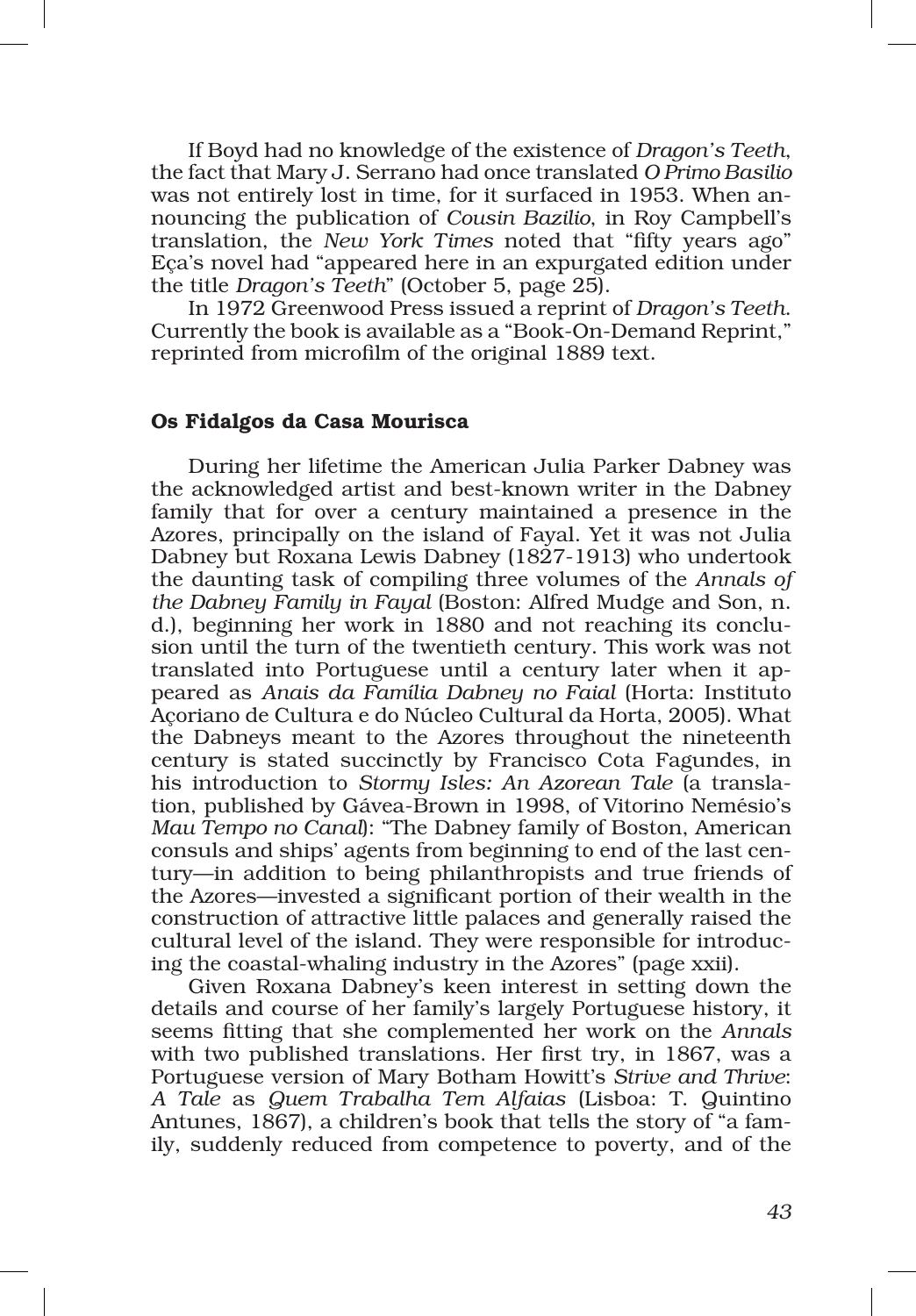If Boyd had no knowledge of the existence of *Dragon's Teeth*, the fact that Mary J. Serrano had once translated *O Primo Basilio* was not entirely lost in time, for it surfaced in 1953. When announcing the publication of *Cousin Bazilio*, in Roy Campbell's translation, the *New York Times* noted that "fifty years ago" Eça's novel had "appeared here in an expurgated edition under the title *Dragon's Teeth*" (October 5, page 25).

In 1972 Greenwood Press issued a reprint of *Dragon's Teeth*. Currently the book is available as a "Book-On-Demand Reprint," reprinted from microfilm of the original 1889 text.

### Os Fidalgos da Casa Mourisca

During her lifetime the American Julia Parker Dabney was the acknowledged artist and best-known writer in the Dabney family that for over a century maintained a presence in the Azores, principally on the island of Fayal. Yet it was not Julia Dabney but Roxana Lewis Dabney (1827-1913) who undertook the daunting task of compiling three volumes of the *Annals of the Dabney Family in Fayal* (Boston: Alfred Mudge and Son, n. d.), beginning her work in 1880 and not reaching its conclusion until the turn of the twentieth century. This work was not translated into Portuguese until a century later when it appeared as *Anais da Família Dabney no Faial* (Horta: Instituto Açoriano de Cultura e do Núcleo Cultural da Horta, 2005). What the Dabneys meant to the Azores throughout the nineteenth century is stated succinctly by Francisco Cota Fagundes, in his introduction to *Stormy Isles: An Azorean Tale* (a translation, published by Gávea-Brown in 1998, of Vitorino Nemésio's *Mau Tempo no Canal*): "The Dabney family of Boston, American consuls and ships' agents from beginning to end of the last century—in addition to being philanthropists and true friends of the Azores—invested a significant portion of their wealth in the construction of attractive little palaces and generally raised the cultural level of the island. They were responsible for introducing the coastal-whaling industry in the Azores" (page xxii).

Given Roxana Dabney's keen interest in setting down the details and course of her family's largely Portuguese history, it seems fitting that she complemented her work on the *Annals* with two published translations. Her first try, in 1867, was a Portuguese version of Mary Botham Howitt's *Strive and Thrive: A Tale* as *Quem Trabalha Tem Alfaias* (Lisboa: T. Quintino Antunes, 1867), a children's book that tells the story of "a family, suddenly reduced from competence to poverty, and of the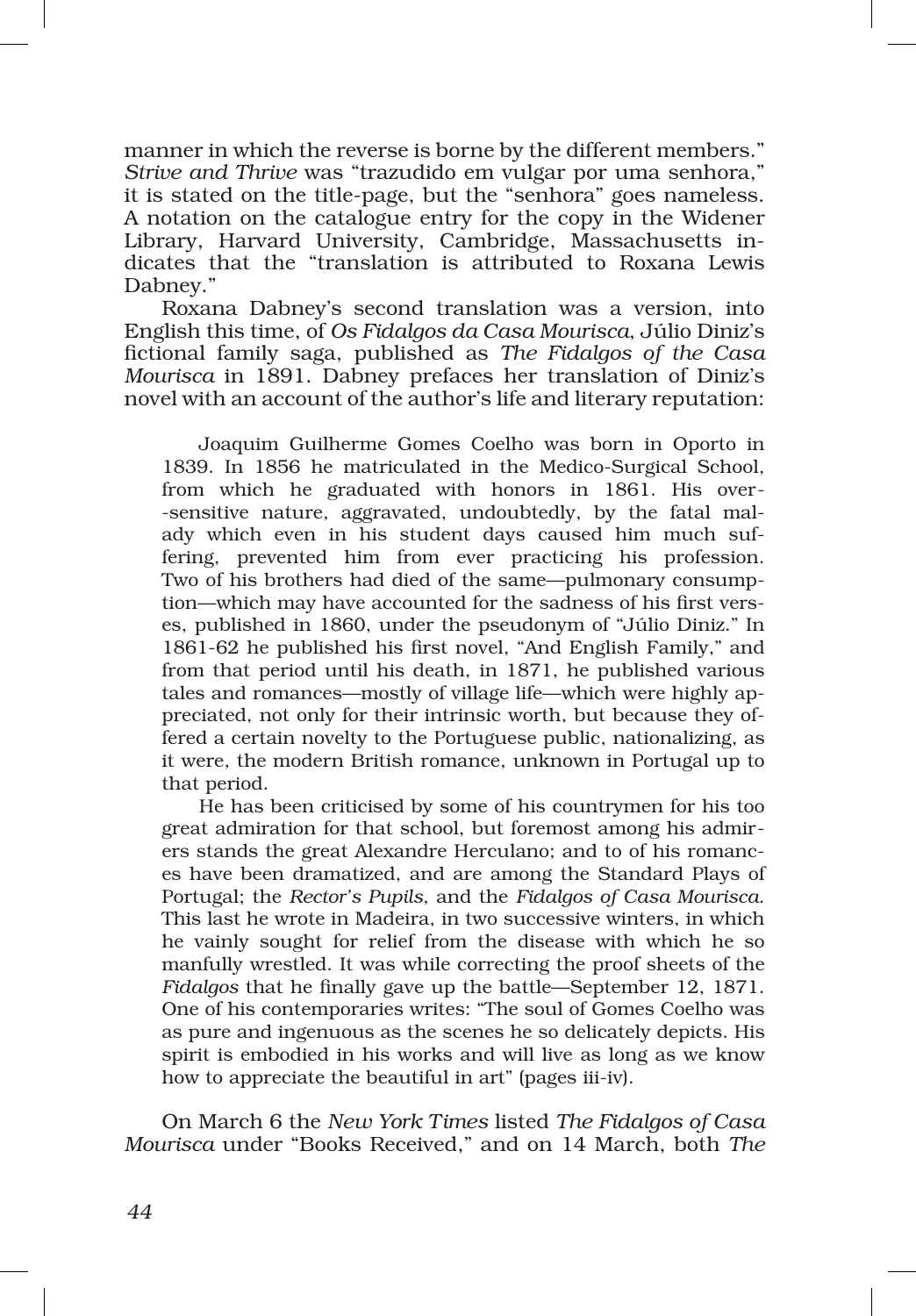manner in which the reverse is borne by the different members." *Strive and Thrive* was "trazudido em vulgar por uma senhora," it is stated on the title-page, but the "senhora" goes nameless. A notation on the catalogue entry for the copy in the Widener Library, Harvard University, Cambridge, Massachusetts indicates that the "translation is attributed to Roxana Lewis Dabney."

Roxana Dabney's second translation was a version, into English this time, of *Os Fidalgos da Casa Mourisca*, Júlio Diniz's fictional family saga, published as *The Fidalgos of the Casa Mourisca* in 1891. Dabney prefaces her translation of Diniz's novel with an account of the author's life and literary reputation:

> Joaquim Guilherme Gomes Coelho was born in Oporto in 1839. In 1856 he matriculated in the Medico-Surgical School, from which he graduated with honors in 1861. His over-sensitive nature, aggravated, undoubtedly, by the fatal malady which even in his student days caused him much suffering, prevented him from ever practicing his profession. Two of his brothers had died of the same—pulmonary consumption—which may have accounted for the sadness of his first verses, published in 1860, under the pseudonym of "Júlio Diniz." In 1861-62 he published his first novel, "And English Family," and from that period until his death, in 1871, he published various tales and romances—mostly of village life—which were highly appreciated, not only for their intrinsic worth, but because they offered a certain novelty to the Portuguese public, nationalizing, as it were, the modern British romance, unknown in Portugal up to that period.
>
> He has been criticised by some of his countrymen for his too great admiration for that school, but foremost among his admirers stands the great Alexandre Herculano; and to of his romances have been dramatized, and are among the Standard Plays of Portugal; the *Rector's Pupils*, and the *Fidalgos of Casa Mourisca.* This last he wrote in Madeira, in two successive winters, in which he vainly sought for relief from the disease with which he so manfully wrestled. It was while correcting the proof sheets of the *Fidalgos* that he finally gave up the battle—September 12, 1871. One of his contemporaries writes: "The soul of Gomes Coelho was as pure and ingenuous as the scenes he so delicately depicts. His spirit is embodied in his works and will live as long as we know how to appreciate the beautiful in art" (pages iii-iv).

On March 6 the *New York Times* listed *The Fidalgos of Casa Mourisca* under "Books Received," and on 14 March, both *The*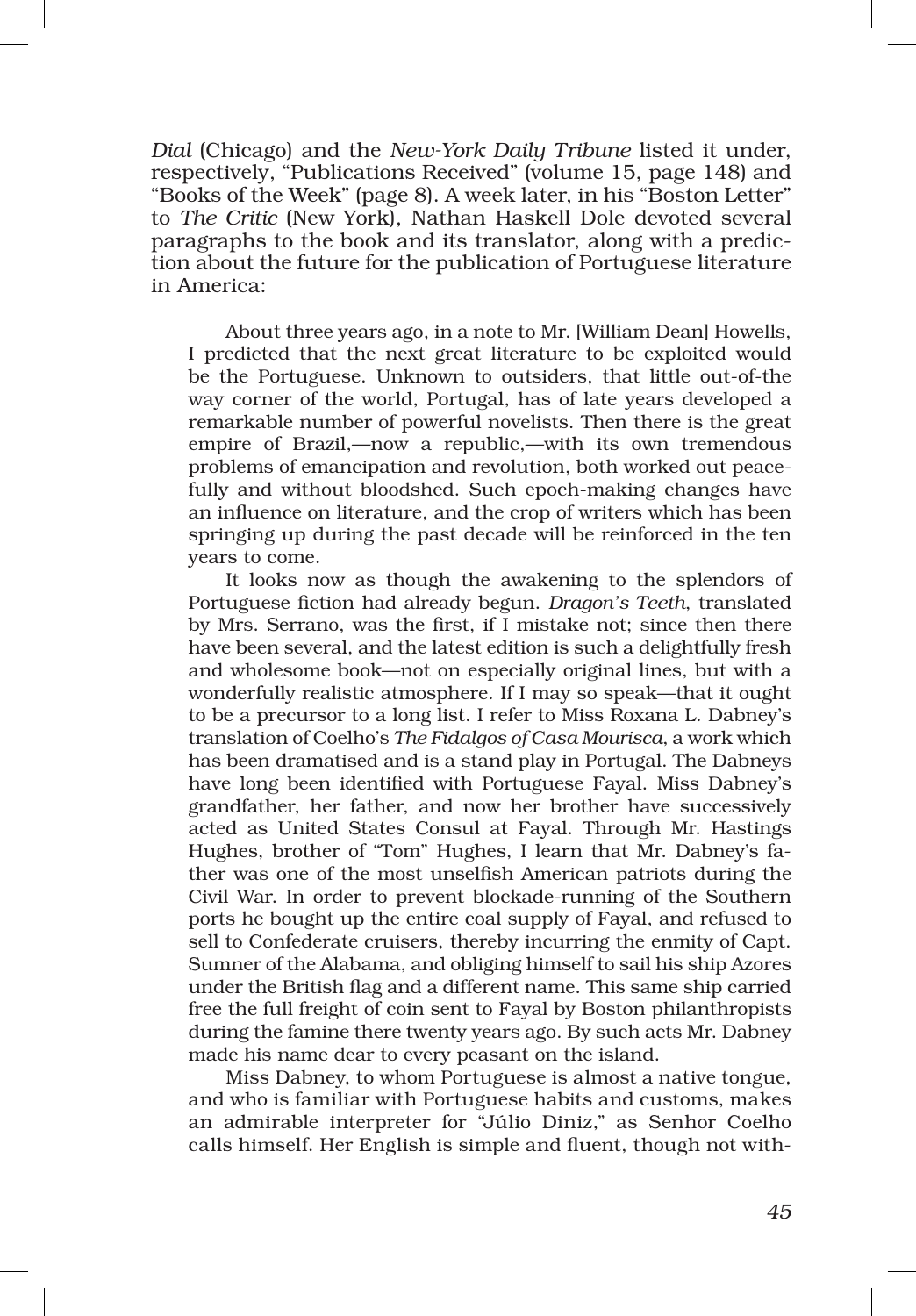*Dial* (Chicago) and the *New-York Daily Tribune* listed it under, respectively, "Publications Received" (volume 15, page 148) and "Books of the Week" (page 8). A week later, in his "Boston Letter" to *The Critic* (New York), Nathan Haskell Dole devoted several paragraphs to the book and its translator, along with a prediction about the future for the publication of Portuguese literature in America:

> About three years ago, in a note to Mr. [William Dean] Howells, I predicted that the next great literature to be exploited would be the Portuguese. Unknown to outsiders, that little out-of-the way corner of the world, Portugal, has of late years developed a remarkable number of powerful novelists. Then there is the great empire of Brazil,—now a republic,—with its own tremendous problems of emancipation and revolution, both worked out peacefully and without bloodshed. Such epoch-making changes have an influence on literature, and the crop of writers which has been springing up during the past decade will be reinforced in the ten years to come.
>
> It looks now as though the awakening to the splendors of Portuguese fiction had already begun. *Dragon's Teeth*, translated by Mrs. Serrano, was the first, if I mistake not; since then there have been several, and the latest edition is such a delightfully fresh and wholesome book—not on especially original lines, but with a wonderfully realistic atmosphere. If I may so speak—that it ought to be a precursor to a long list. I refer to Miss Roxana L. Dabney's translation of Coelho's *The Fidalgos of Casa Mourisca*, a work which has been dramatised and is a stand play in Portugal. The Dabneys have long been identified with Portuguese Fayal. Miss Dabney's grandfather, her father, and now her brother have successively acted as United States Consul at Fayal. Through Mr. Hastings Hughes, brother of "Tom" Hughes, I learn that Mr. Dabney's father was one of the most unselfish American patriots during the Civil War. In order to prevent blockade-running of the Southern ports he bought up the entire coal supply of Fayal, and refused to sell to Confederate cruisers, thereby incurring the enmity of Capt. Sumner of the Alabama, and obliging himself to sail his ship Azores under the British flag and a different name. This same ship carried free the full freight of coin sent to Fayal by Boston philanthropists during the famine there twenty years ago. By such acts Mr. Dabney made his name dear to every peasant on the island.
>
> Miss Dabney, to whom Portuguese is almost a native tongue, and who is familiar with Portuguese habits and customs, makes an admirable interpreter for "Júlio Diniz," as Senhor Coelho calls himself. Her English is simple and fluent, though not with-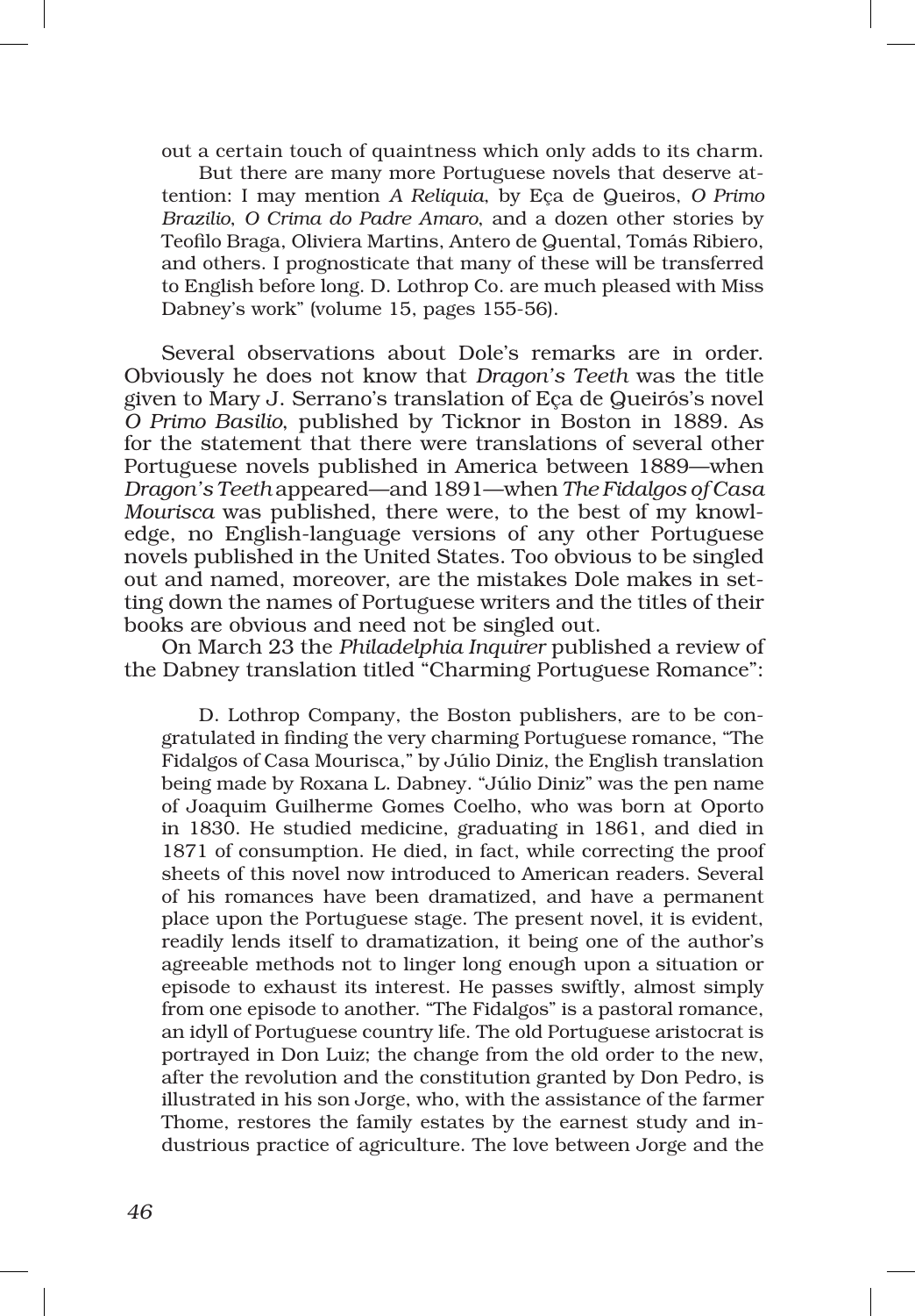out a certain touch of quaintness which only adds to its charm.

But there are many more Portuguese novels that deserve attention: I may mention *A Reliquia*, by Eça de Queiros, *O Primo Brazilio*, *O Crima do Padre Amaro*, and a dozen other stories by Teofilo Braga, Oliviera Martins, Antero de Quental, Tomás Ribiero, and others. I prognosticate that many of these will be transferred to English before long. D. Lothrop Co. are much pleased with Miss Dabney's work" (volume 15, pages 155-56).

Several observations about Dole's remarks are in order. Obviously he does not know that *Dragon's Teeth* was the title given to Mary J. Serrano's translation of Eça de Queirós's novel *O Primo Basilio*, published by Ticknor in Boston in 1889. As for the statement that there were translations of several other Portuguese novels published in America between 1889—when *Dragon's Teeth* appeared—and 1891—when *The Fidalgos of Casa Mourisca* was published, there were, to the best of my knowledge, no English-language versions of any other Portuguese novels published in the United States. Too obvious to be singled out and named, moreover, are the mistakes Dole makes in setting down the names of Portuguese writers and the titles of their books are obvious and need not be singled out.

On March 23 the *Philadelphia Inquirer* published a review of the Dabney translation titled "Charming Portuguese Romance":

> D. Lothrop Company, the Boston publishers, are to be congratulated in finding the very charming Portuguese romance, "The Fidalgos of Casa Mourisca," by Júlio Diniz, the English translation being made by Roxana L. Dabney. "Júlio Diniz" was the pen name of Joaquim Guilherme Gomes Coelho, who was born at Oporto in 1830. He studied medicine, graduating in 1861, and died in 1871 of consumption. He died, in fact, while correcting the proof sheets of this novel now introduced to American readers. Several of his romances have been dramatized, and have a permanent place upon the Portuguese stage. The present novel, it is evident, readily lends itself to dramatization, it being one of the author's agreeable methods not to linger long enough upon a situation or episode to exhaust its interest. He passes swiftly, almost simply from one episode to another. "The Fidalgos" is a pastoral romance, an idyll of Portuguese country life. The old Portuguese aristocrat is portrayed in Don Luiz; the change from the old order to the new, after the revolution and the constitution granted by Don Pedro, is illustrated in his son Jorge, who, with the assistance of the farmer Thome, restores the family estates by the earnest study and industrious practice of agriculture. The love between Jorge and the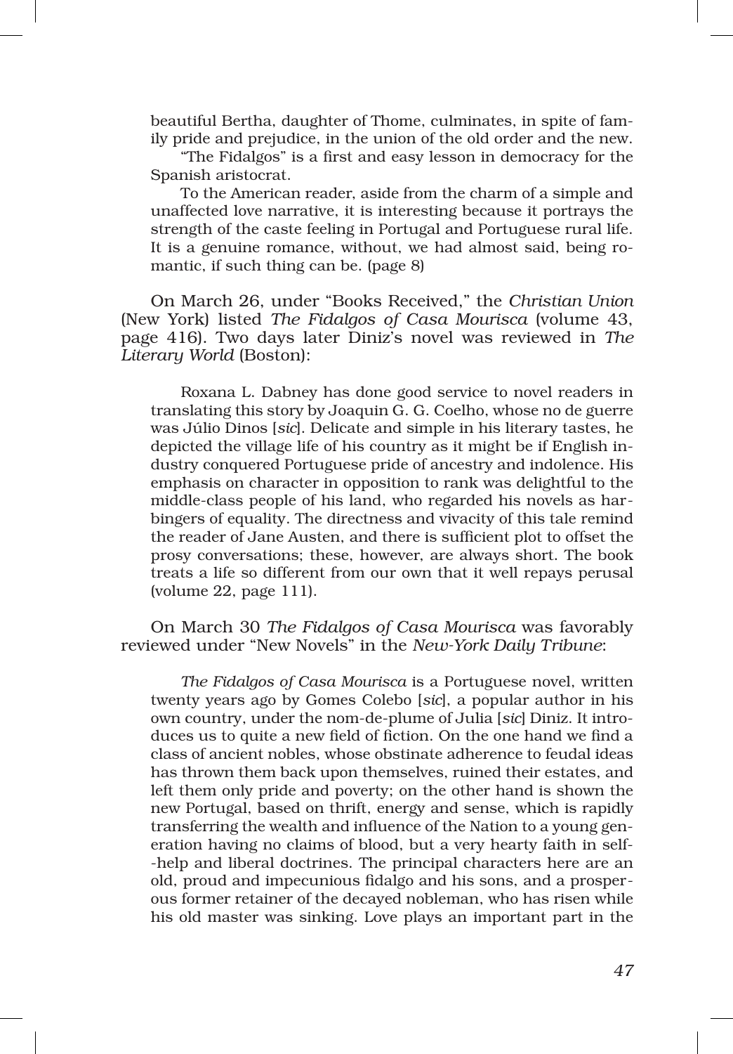beautiful Bertha, daughter of Thome, culminates, in spite of family pride and prejudice, in the union of the old order and the new.

"The Fidalgos" is a first and easy lesson in democracy for the Spanish aristocrat.

To the American reader, aside from the charm of a simple and unaffected love narrative, it is interesting because it portrays the strength of the caste feeling in Portugal and Portuguese rural life. It is a genuine romance, without, we had almost said, being romantic, if such thing can be. (page 8)

On March 26, under "Books Received," the *Christian Union* (New York) listed *The Fidalgos of Casa Mourisca* (volume 43, page 416). Two days later Diniz's novel was reviewed in *The Literary World* (Boston):

Roxana L. Dabney has done good service to novel readers in translating this story by Joaquin G. G. Coelho, whose no de guerre was Júlio Dinos [*sic*]. Delicate and simple in his literary tastes, he depicted the village life of his country as it might be if English industry conquered Portuguese pride of ancestry and indolence. His emphasis on character in opposition to rank was delightful to the middle-class people of his land, who regarded his novels as harbingers of equality. The directness and vivacity of this tale remind the reader of Jane Austen, and there is sufficient plot to offset the prosy conversations; these, however, are always short. The book treats a life so different from our own that it well repays perusal (volume 22, page 111).

On March 30 *The Fidalgos of Casa Mourisca* was favorably reviewed under "New Novels" in the *New-York Daily Tribune*:

*The Fidalgos of Casa Mourisca* is a Portuguese novel, written twenty years ago by Gomes Colebo [*sic*], a popular author in his own country, under the nom-de-plume of Julia [*sic*] Diniz. It introduces us to quite a new field of fiction. On the one hand we find a class of ancient nobles, whose obstinate adherence to feudal ideas has thrown them back upon themselves, ruined their estates, and left them only pride and poverty; on the other hand is shown the new Portugal, based on thrift, energy and sense, which is rapidly transferring the wealth and influence of the Nation to a young generation having no claims of blood, but a very hearty faith in self-help and liberal doctrines. The principal characters here are an old, proud and impecunious fidalgo and his sons, and a prosperous former retainer of the decayed nobleman, who has risen while his old master was sinking. Love plays an important part in the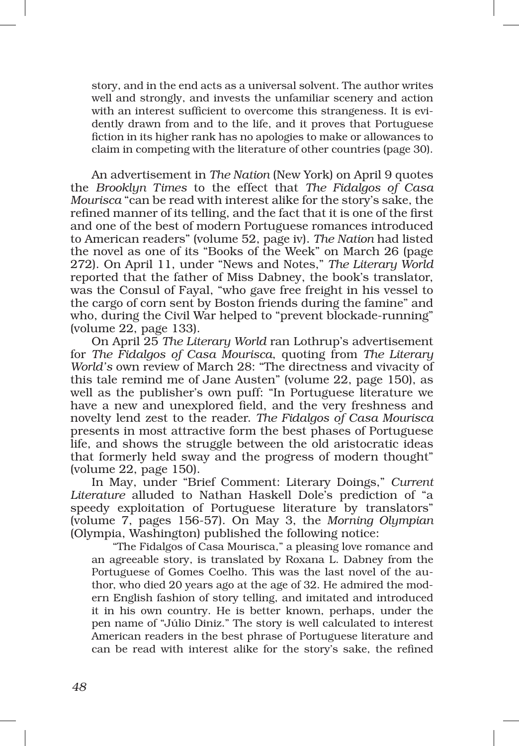> story, and in the end acts as a universal solvent. The author writes well and strongly, and invests the unfamiliar scenery and action with an interest sufficient to overcome this strangeness. It is evidently drawn from and to the life, and it proves that Portuguese fiction in its higher rank has no apologies to make or allowances to claim in competing with the literature of other countries (page 30).

An advertisement in *The Nation* (New York) on April 9 quotes the *Brooklyn Times* to the effect that *The Fidalgos of Casa Mourisca* "can be read with interest alike for the story's sake, the refined manner of its telling, and the fact that it is one of the first and one of the best of modern Portuguese romances introduced to American readers" (volume 52, page iv). *The Nation* had listed the novel as one of its "Books of the Week" on March 26 (page 272). On April 11, under "News and Notes," *The Literary World* reported that the father of Miss Dabney, the book's translator, was the Consul of Fayal, "who gave free freight in his vessel to the cargo of corn sent by Boston friends during the famine" and who, during the Civil War helped to "prevent blockade-running" (volume 22, page 133).

On April 25 *The Literary World* ran Lothrup's advertisement for *The Fidalgos of Casa Mourisca*, quoting from *The Literary World's* own review of March 28: "The directness and vivacity of this tale remind me of Jane Austen" (volume 22, page 150), as well as the publisher's own puff: "In Portuguese literature we have a new and unexplored field, and the very freshness and novelty lend zest to the reader. *The Fidalgos of Casa Mourisca* presents in most attractive form the best phases of Portuguese life, and shows the struggle between the old aristocratic ideas that formerly held sway and the progress of modern thought" (volume 22, page 150).

In May, under "Brief Comment: Literary Doings," *Current Literature* alluded to Nathan Haskell Dole's prediction of "a speedy exploitation of Portuguese literature by translators" (volume 7, pages 156-57). On May 3, the *Morning Olympian* (Olympia, Washington) published the following notice:

> "The Fidalgos of Casa Mourisca," a pleasing love romance and an agreeable story, is translated by Roxana L. Dabney from the Portuguese of Gomes Coelho. This was the last novel of the author, who died 20 years ago at the age of 32. He admired the modern English fashion of story telling, and imitated and introduced it in his own country. He is better known, perhaps, under the pen name of "Júlio Diniz." The story is well calculated to interest American readers in the best phrase of Portuguese literature and can be read with interest alike for the story's sake, the refined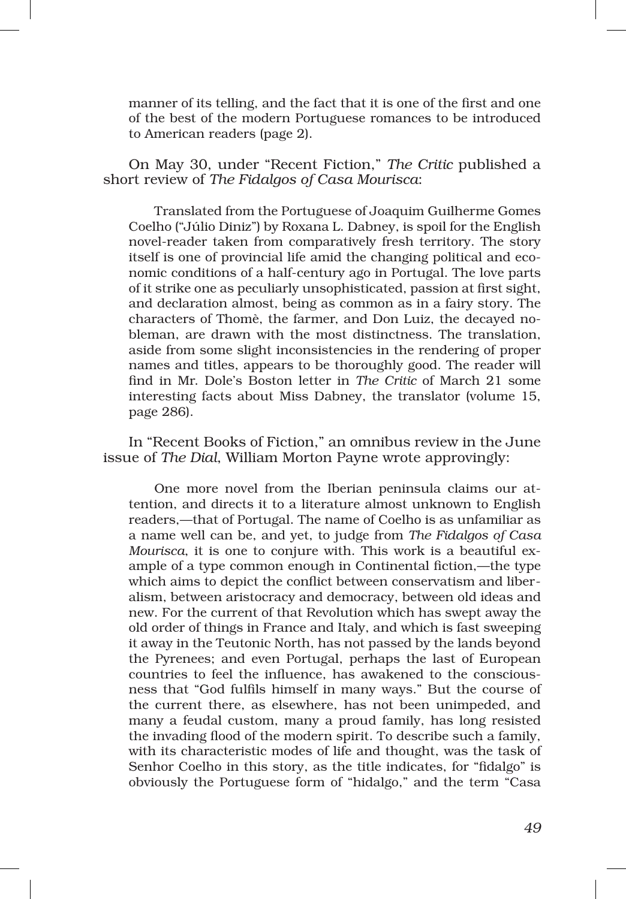manner of its telling, and the fact that it is one of the first and one of the best of the modern Portuguese romances to be introduced to American readers (page 2).

On May 30, under "Recent Fiction," *The Critic* published a short review of *The Fidalgos of Casa Mourisca*:

> Translated from the Portuguese of Joaquim Guilherme Gomes Coelho ("Júlio Diniz") by Roxana L. Dabney, is spoil for the English novel-reader taken from comparatively fresh territory. The story itself is one of provincial life amid the changing political and economic conditions of a half-century ago in Portugal. The love parts of it strike one as peculiarly unsophisticated, passion at first sight, and declaration almost, being as common as in a fairy story. The characters of Thomè, the farmer, and Don Luiz, the decayed nobleman, are drawn with the most distinctness. The translation, aside from some slight inconsistencies in the rendering of proper names and titles, appears to be thoroughly good. The reader will find in Mr. Dole's Boston letter in *The Critic* of March 21 some interesting facts about Miss Dabney, the translator (volume 15, page 286).

In "Recent Books of Fiction," an omnibus review in the June issue of *The Dial*, William Morton Payne wrote approvingly:

> One more novel from the Iberian peninsula claims our attention, and directs it to a literature almost unknown to English readers,—that of Portugal. The name of Coelho is as unfamiliar as a name well can be, and yet, to judge from *The Fidalgos of Casa Mourisca*, it is one to conjure with. This work is a beautiful example of a type common enough in Continental fiction,—the type which aims to depict the conflict between conservatism and liberalism, between aristocracy and democracy, between old ideas and new. For the current of that Revolution which has swept away the old order of things in France and Italy, and which is fast sweeping it away in the Teutonic North, has not passed by the lands beyond the Pyrenees; and even Portugal, perhaps the last of European countries to feel the influence, has awakened to the consciousness that "God fulfils himself in many ways." But the course of the current there, as elsewhere, has not been unimpeded, and many a feudal custom, many a proud family, has long resisted the invading flood of the modern spirit. To describe such a family, with its characteristic modes of life and thought, was the task of Senhor Coelho in this story, as the title indicates, for "fidalgo" is obviously the Portuguese form of "hidalgo," and the term "Casa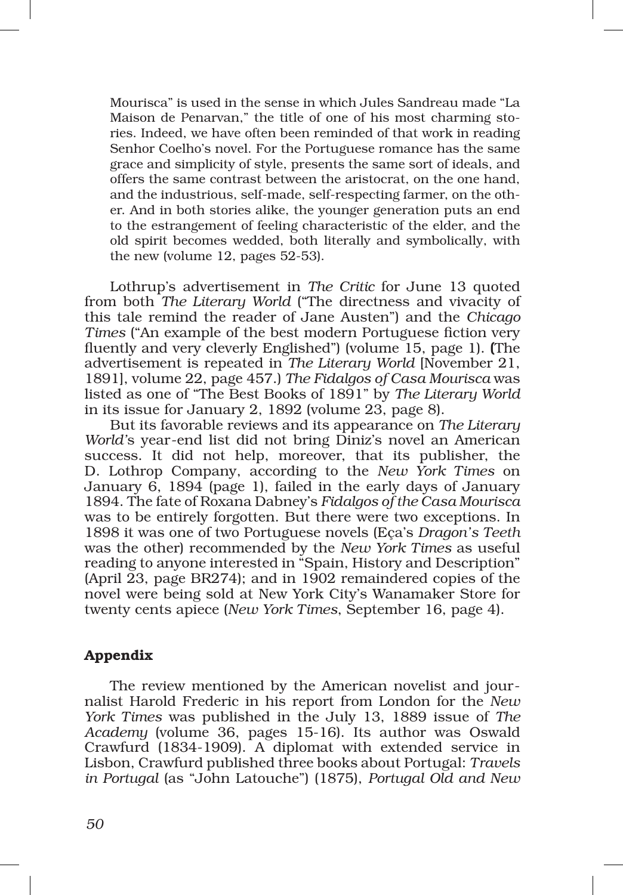> Mourisca" is used in the sense in which Jules Sandreau made "La Maison de Penarvan," the title of one of his most charming stories. Indeed, we have often been reminded of that work in reading Senhor Coelho's novel. For the Portuguese romance has the same grace and simplicity of style, presents the same sort of ideals, and offers the same contrast between the aristocrat, on the one hand, and the industrious, self-made, self-respecting farmer, on the other. And in both stories alike, the younger generation puts an end to the estrangement of feeling characteristic of the elder, and the old spirit becomes wedded, both literally and symbolically, with the new (volume 12, pages 52-53).

Lothrup's advertisement in *The Critic* for June 13 quoted from both *The Literary World* ("The directness and vivacity of this tale remind the reader of Jane Austen") and the *Chicago Times* ("An example of the best modern Portuguese fiction very fluently and very cleverly Englished") (volume 15, page 1). (The advertisement is repeated in *The Literary World* [November 21, 1891], volume 22, page 457.) *The Fidalgos of Casa Mourisca* was listed as one of "The Best Books of 1891" by *The Literary World* in its issue for January 2, 1892 (volume 23, page 8).

But its favorable reviews and its appearance on *The Literary World*'s year-end list did not bring Diniz's novel an American success. It did not help, moreover, that its publisher, the D. Lothrop Company, according to the *New York Times* on January 6, 1894 (page 1), failed in the early days of January 1894. The fate of Roxana Dabney's *Fidalgos of the Casa Mourisca* was to be entirely forgotten. But there were two exceptions. In 1898 it was one of two Portuguese novels (Eça's *Dragon's Teeth* was the other) recommended by the *New York Times* as useful reading to anyone interested in "Spain, History and Description" (April 23, page BR274); and in 1902 remaindered copies of the novel were being sold at New York City's Wanamaker Store for twenty cents apiece (*New York Times*, September 16, page 4).

## Appendix

The review mentioned by the American novelist and journalist Harold Frederic in his report from London for the *New York Times* was published in the July 13, 1889 issue of *The Academy* (volume 36, pages 15-16). Its author was Oswald Crawfurd (1834-1909). A diplomat with extended service in Lisbon, Crawfurd published three books about Portugal: *Travels in Portugal* (as "John Latouche") (1875), *Portugal Old and New*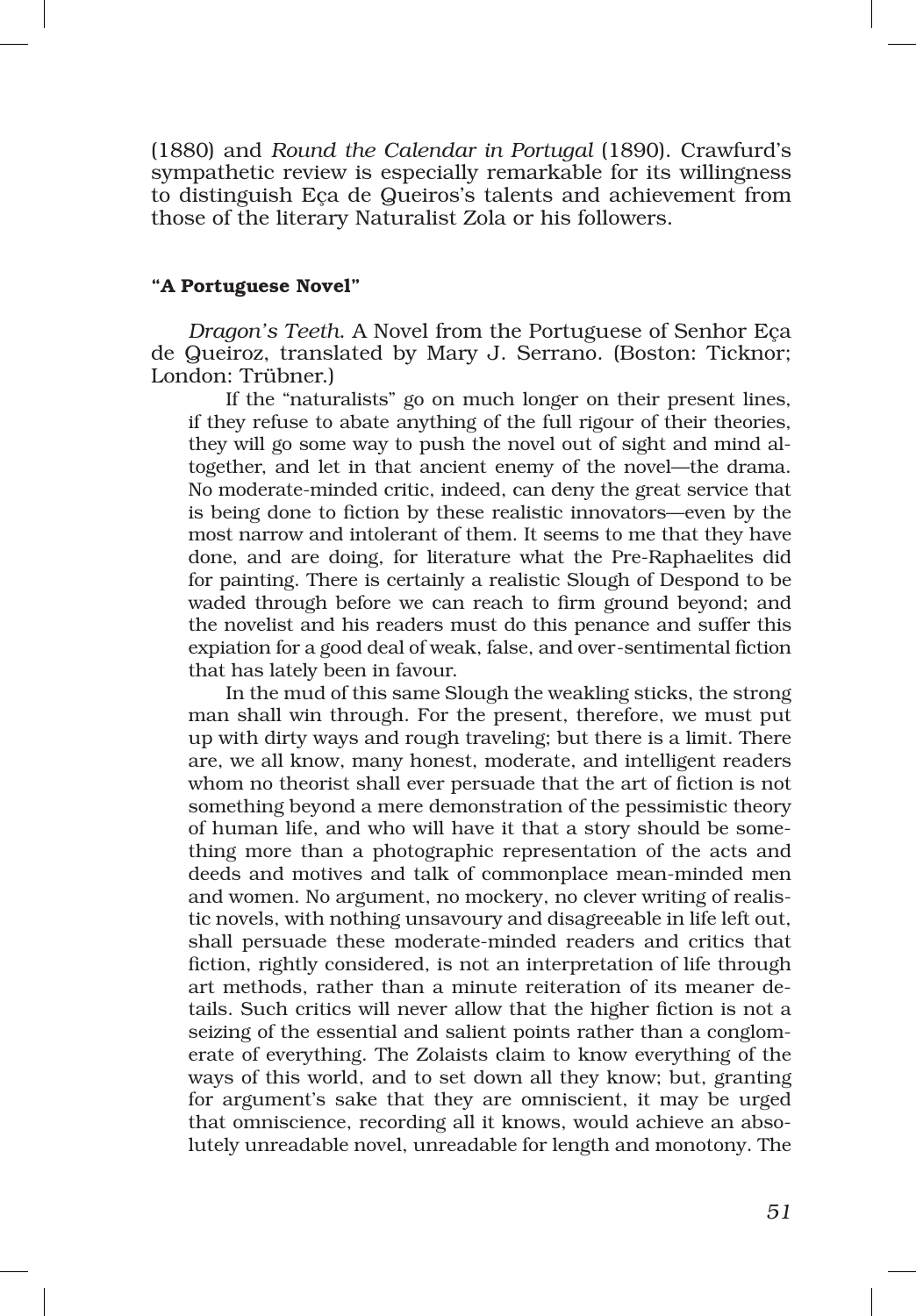(1880) and *Round the Calendar in Portugal* (1890). Crawfurd's sympathetic review is especially remarkable for its willingness to distinguish Eça de Queiros's talents and achievement from those of the literary Naturalist Zola or his followers.

**"A Portuguese Novel"**

*Dragon's Teeth*. A Novel from the Portuguese of Senhor Eça de Queiroz, translated by Mary J. Serrano. (Boston: Ticknor; London: Trübner.)

> If the "naturalists" go on much longer on their present lines, if they refuse to abate anything of the full rigour of their theories, they will go some way to push the novel out of sight and mind altogether, and let in that ancient enemy of the novel—the drama. No moderate-minded critic, indeed, can deny the great service that is being done to fiction by these realistic innovators—even by the most narrow and intolerant of them. It seems to me that they have done, and are doing, for literature what the Pre-Raphaelites did for painting. There is certainly a realistic Slough of Despond to be waded through before we can reach to firm ground beyond; and the novelist and his readers must do this penance and suffer this expiation for a good deal of weak, false, and over-sentimental fiction that has lately been in favour.
>
> In the mud of this same Slough the weakling sticks, the strong man shall win through. For the present, therefore, we must put up with dirty ways and rough traveling; but there is a limit. There are, we all know, many honest, moderate, and intelligent readers whom no theorist shall ever persuade that the art of fiction is not something beyond a mere demonstration of the pessimistic theory of human life, and who will have it that a story should be something more than a photographic representation of the acts and deeds and motives and talk of commonplace mean-minded men and women. No argument, no mockery, no clever writing of realistic novels, with nothing unsavoury and disagreeable in life left out, shall persuade these moderate-minded readers and critics that fiction, rightly considered, is not an interpretation of life through art methods, rather than a minute reiteration of its meaner details. Such critics will never allow that the higher fiction is not a seizing of the essential and salient points rather than a conglomerate of everything. The Zolaists claim to know everything of the ways of this world, and to set down all they know; but, granting for argument's sake that they are omniscient, it may be urged that omniscience, recording all it knows, would achieve an absolutely unreadable novel, unreadable for length and monotony. The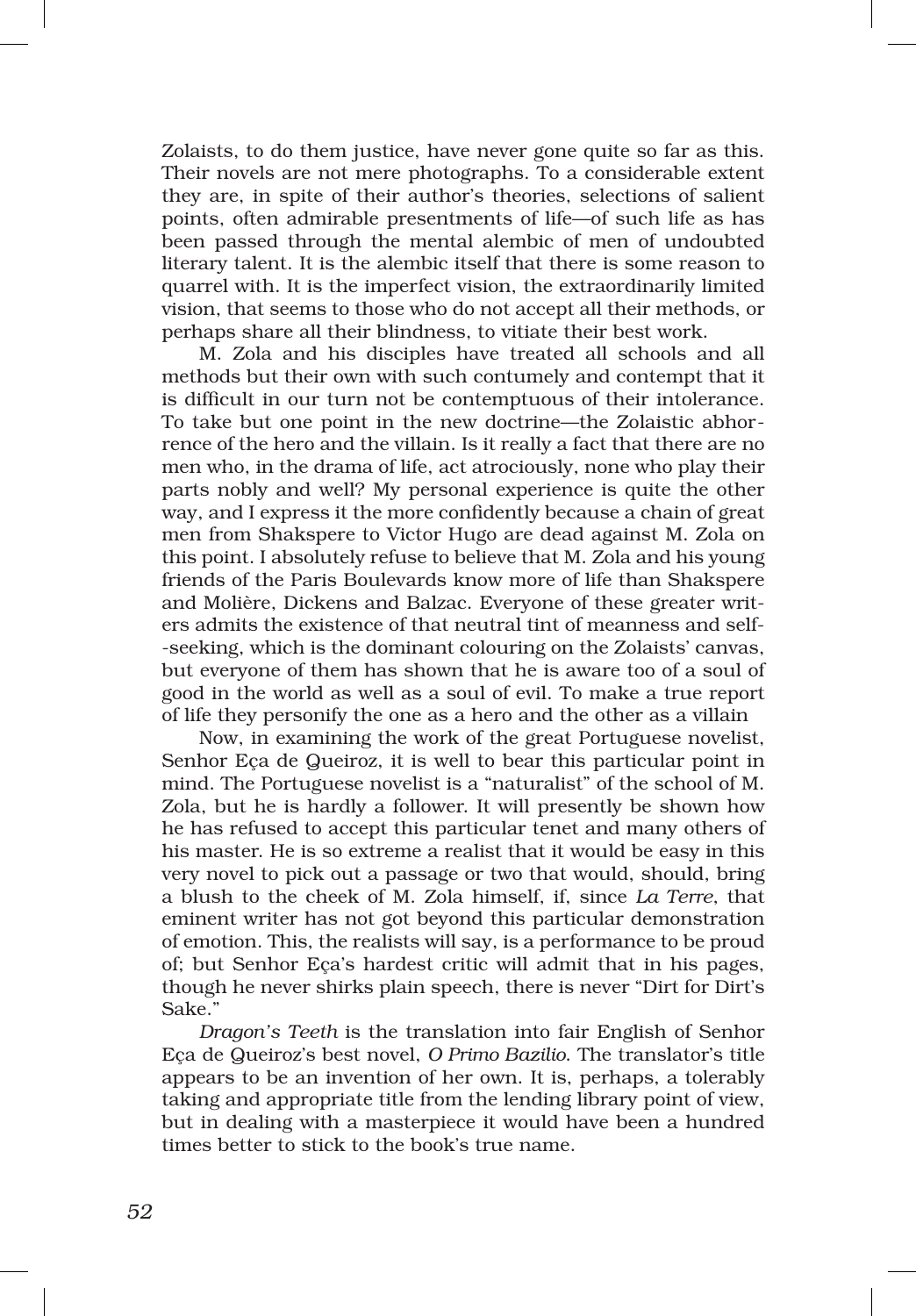Zolaists, to do them justice, have never gone quite so far as this. Their novels are not mere photographs. To a considerable extent they are, in spite of their author's theories, selections of salient points, often admirable presentments of life—of such life as has been passed through the mental alembic of men of undoubted literary talent. It is the alembic itself that there is some reason to quarrel with. It is the imperfect vision, the extraordinarily limited vision, that seems to those who do not accept all their methods, or perhaps share all their blindness, to vitiate their best work.

M. Zola and his disciples have treated all schools and all methods but their own with such contumely and contempt that it is difficult in our turn not be contemptuous of their intolerance. To take but one point in the new doctrine—the Zolaistic abhorrence of the hero and the villain. Is it really a fact that there are no men who, in the drama of life, act atrociously, none who play their parts nobly and well? My personal experience is quite the other way, and I express it the more confidently because a chain of great men from Shakspere to Victor Hugo are dead against M. Zola on this point. I absolutely refuse to believe that M. Zola and his young friends of the Paris Boulevards know more of life than Shakspere and Molière, Dickens and Balzac. Everyone of these greater writers admits the existence of that neutral tint of meanness and self-seeking, which is the dominant colouring on the Zolaists' canvas, but everyone of them has shown that he is aware too of a soul of good in the world as well as a soul of evil. To make a true report of life they personify the one as a hero and the other as a villain

Now, in examining the work of the great Portuguese novelist, Senhor Eça de Queiroz, it is well to bear this particular point in mind. The Portuguese novelist is a "naturalist" of the school of M. Zola, but he is hardly a follower. It will presently be shown how he has refused to accept this particular tenet and many others of his master. He is so extreme a realist that it would be easy in this very novel to pick out a passage or two that would, should, bring a blush to the cheek of M. Zola himself, if, since *La Terre*, that eminent writer has not got beyond this particular demonstration of emotion. This, the realists will say, is a performance to be proud of; but Senhor Eça's hardest critic will admit that in his pages, though he never shirks plain speech, there is never "Dirt for Dirt's Sake."

*Dragon's Teeth* is the translation into fair English of Senhor Eça de Queiroz's best novel, *O Primo Bazilio*. The translator's title appears to be an invention of her own. It is, perhaps, a tolerably taking and appropriate title from the lending library point of view, but in dealing with a masterpiece it would have been a hundred times better to stick to the book's true name.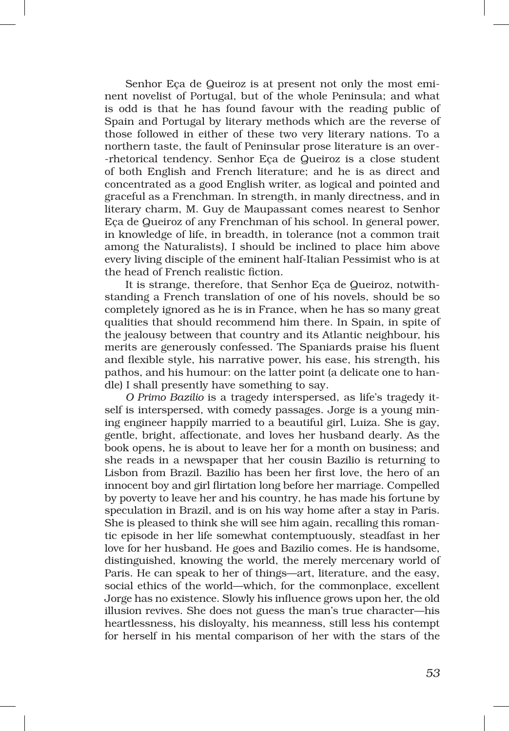Senhor Eça de Queiroz is at present not only the most eminent novelist of Portugal, but of the whole Peninsula; and what is odd is that he has found favour with the reading public of Spain and Portugal by literary methods which are the reverse of those followed in either of these two very literary nations. To a northern taste, the fault of Peninsular prose literature is an over-rhetorical tendency. Senhor Eça de Queiroz is a close student of both English and French literature; and he is as direct and concentrated as a good English writer, as logical and pointed and graceful as a Frenchman. In strength, in manly directness, and in literary charm, M. Guy de Maupassant comes nearest to Senhor Eça de Queiroz of any Frenchman of his school. In general power, in knowledge of life, in breadth, in tolerance (not a common trait among the Naturalists), I should be inclined to place him above every living disciple of the eminent half-Italian Pessimist who is at the head of French realistic fiction.

It is strange, therefore, that Senhor Eça de Queiroz, notwithstanding a French translation of one of his novels, should be so completely ignored as he is in France, when he has so many great qualities that should recommend him there. In Spain, in spite of the jealousy between that country and its Atlantic neighbour, his merits are generously confessed. The Spaniards praise his fluent and flexible style, his narrative power, his ease, his strength, his pathos, and his humour: on the latter point (a delicate one to handle) I shall presently have something to say.

*O Primo Bazilio* is a tragedy interspersed, as life's tragedy itself is interspersed, with comedy passages. Jorge is a young mining engineer happily married to a beautiful girl, Luiza. She is gay, gentle, bright, affectionate, and loves her husband dearly. As the book opens, he is about to leave her for a month on business; and she reads in a newspaper that her cousin Bazilio is returning to Lisbon from Brazil. Bazilio has been her first love, the hero of an innocent boy and girl flirtation long before her marriage. Compelled by poverty to leave her and his country, he has made his fortune by speculation in Brazil, and is on his way home after a stay in Paris. She is pleased to think she will see him again, recalling this romantic episode in her life somewhat contemptuously, steadfast in her love for her husband. He goes and Bazilio comes. He is handsome, distinguished, knowing the world, the merely mercenary world of Paris. He can speak to her of things—art, literature, and the easy, social ethics of the world—which, for the commonplace, excellent Jorge has no existence. Slowly his influence grows upon her, the old illusion revives. She does not guess the man's true character—his heartlessness, his disloyalty, his meanness, still less his contempt for herself in his mental comparison of her with the stars of the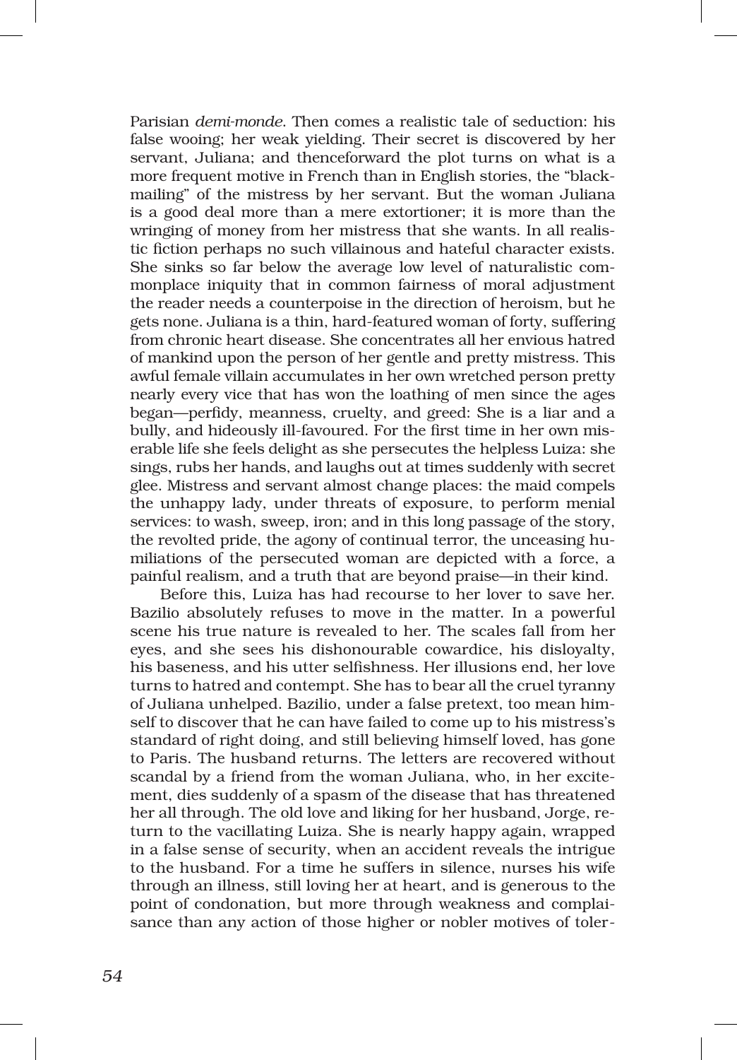Parisian *demi-monde*. Then comes a realistic tale of seduction: his false wooing; her weak yielding. Their secret is discovered by her servant, Juliana; and thenceforward the plot turns on what is a more frequent motive in French than in English stories, the "blackmailing" of the mistress by her servant. But the woman Juliana is a good deal more than a mere extortioner; it is more than the wringing of money from her mistress that she wants. In all realistic fiction perhaps no such villainous and hateful character exists. She sinks so far below the average low level of naturalistic commonplace iniquity that in common fairness of moral adjustment the reader needs a counterpoise in the direction of heroism, but he gets none. Juliana is a thin, hard-featured woman of forty, suffering from chronic heart disease. She concentrates all her envious hatred of mankind upon the person of her gentle and pretty mistress. This awful female villain accumulates in her own wretched person pretty nearly every vice that has won the loathing of men since the ages began—perfidy, meanness, cruelty, and greed: She is a liar and a bully, and hideously ill-favoured. For the first time in her own miserable life she feels delight as she persecutes the helpless Luiza: she sings, rubs her hands, and laughs out at times suddenly with secret glee. Mistress and servant almost change places: the maid compels the unhappy lady, under threats of exposure, to perform menial services: to wash, sweep, iron; and in this long passage of the story, the revolted pride, the agony of continual terror, the unceasing humiliations of the persecuted woman are depicted with a force, a painful realism, and a truth that are beyond praise—in their kind.

Before this, Luiza has had recourse to her lover to save her. Bazilio absolutely refuses to move in the matter. In a powerful scene his true nature is revealed to her. The scales fall from her eyes, and she sees his dishonourable cowardice, his disloyalty, his baseness, and his utter selfishness. Her illusions end, her love turns to hatred and contempt. She has to bear all the cruel tyranny of Juliana unhelped. Bazilio, under a false pretext, too mean himself to discover that he can have failed to come up to his mistress's standard of right doing, and still believing himself loved, has gone to Paris. The husband returns. The letters are recovered without scandal by a friend from the woman Juliana, who, in her excitement, dies suddenly of a spasm of the disease that has threatened her all through. The old love and liking for her husband, Jorge, return to the vacillating Luiza. She is nearly happy again, wrapped in a false sense of security, when an accident reveals the intrigue to the husband. For a time he suffers in silence, nurses his wife through an illness, still loving her at heart, and is generous to the point of condonation, but more through weakness and complaisance than any action of those higher or nobler motives of toler-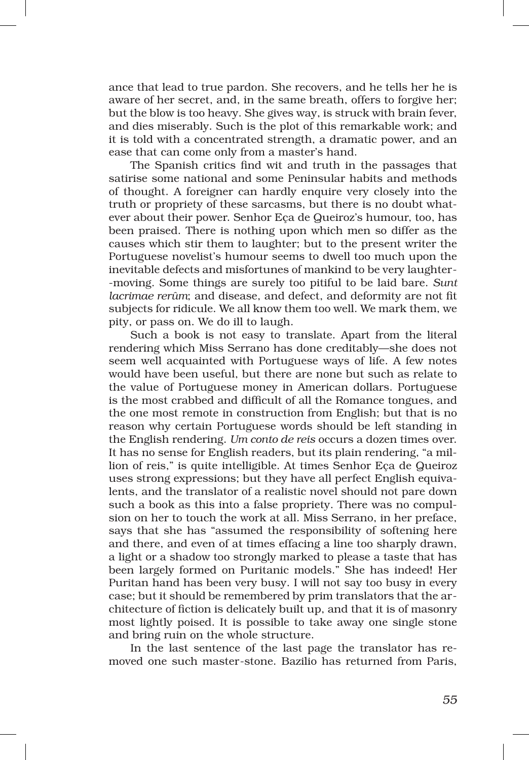ance that lead to true pardon. She recovers, and he tells her he is aware of her secret, and, in the same breath, offers to forgive her; but the blow is too heavy. She gives way, is struck with brain fever, and dies miserably. Such is the plot of this remarkable work; and it is told with a concentrated strength, a dramatic power, and an ease that can come only from a master's hand.

The Spanish critics find wit and truth in the passages that satirise some national and some Peninsular habits and methods of thought. A foreigner can hardly enquire very closely into the truth or propriety of these sarcasms, but there is no doubt whatever about their power. Senhor Eça de Queiroz's humour, too, has been praised. There is nothing upon which men so differ as the causes which stir them to laughter; but to the present writer the Portuguese novelist's humour seems to dwell too much upon the inevitable defects and misfortunes of mankind to be very laughter-moving. Some things are surely too pitiful to be laid bare. *Sunt lacrimae rerûm*; and disease, and defect, and deformity are not fit subjects for ridicule. We all know them too well. We mark them, we pity, or pass on. We do ill to laugh.

Such a book is not easy to translate. Apart from the literal rendering which Miss Serrano has done creditably—she does not seem well acquainted with Portuguese ways of life. A few notes would have been useful, but there are none but such as relate to the value of Portuguese money in American dollars. Portuguese is the most crabbed and difficult of all the Romance tongues, and the one most remote in construction from English; but that is no reason why certain Portuguese words should be left standing in the English rendering. *Um conto de reis* occurs a dozen times over. It has no sense for English readers, but its plain rendering, "a million of reis," is quite intelligible. At times Senhor Eça de Queiroz uses strong expressions; but they have all perfect English equivalents, and the translator of a realistic novel should not pare down such a book as this into a false propriety. There was no compulsion on her to touch the work at all. Miss Serrano, in her preface, says that she has "assumed the responsibility of softening here and there, and even of at times effacing a line too sharply drawn, a light or a shadow too strongly marked to please a taste that has been largely formed on Puritanic models." She has indeed! Her Puritan hand has been very busy. I will not say too busy in every case; but it should be remembered by prim translators that the architecture of fiction is delicately built up, and that it is of masonry most lightly poised. It is possible to take away one single stone and bring ruin on the whole structure.

In the last sentence of the last page the translator has removed one such master-stone. Bazilio has returned from Paris,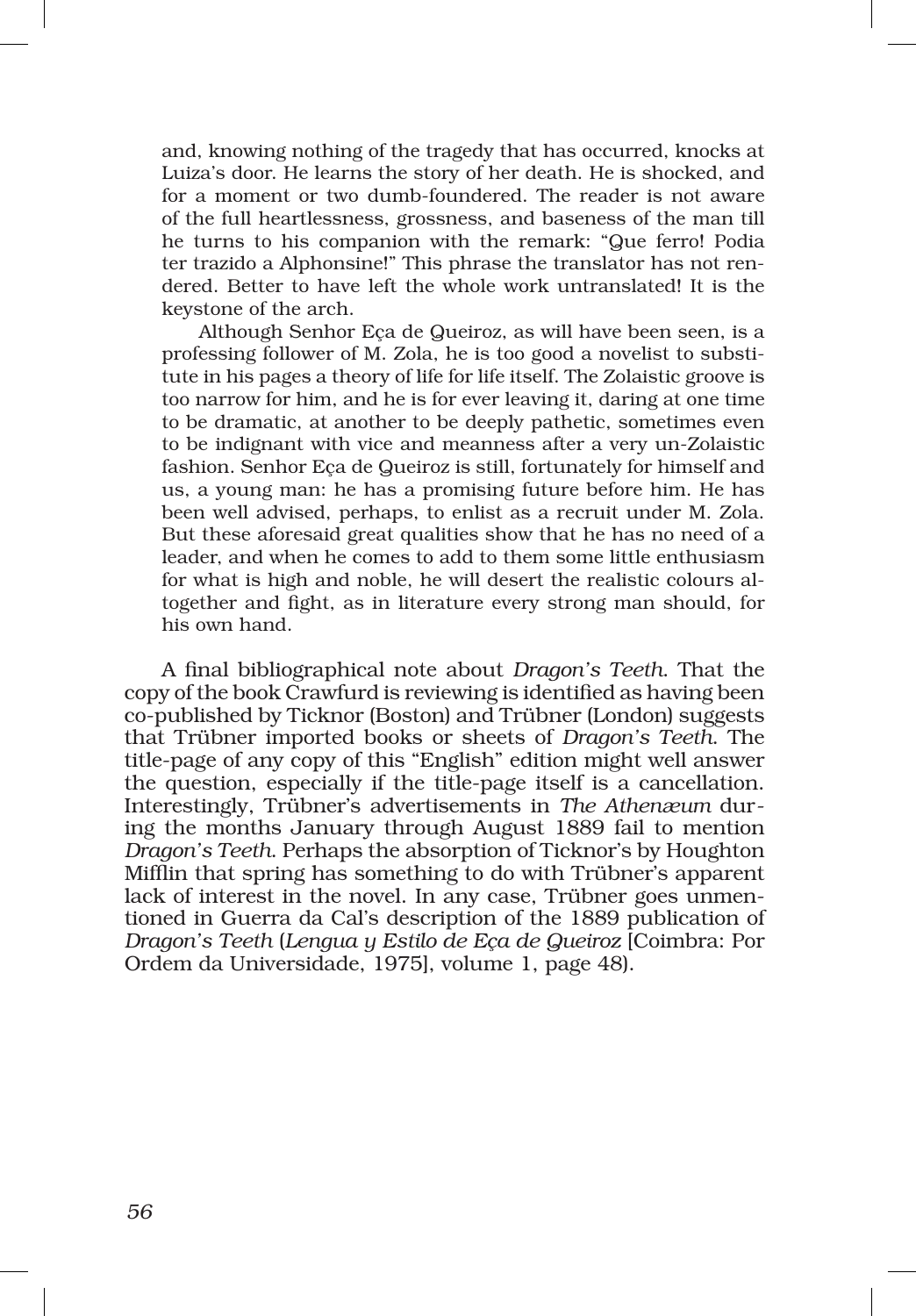and, knowing nothing of the tragedy that has occurred, knocks at Luiza's door. He learns the story of her death. He is shocked, and for a moment or two dumb-foundered. The reader is not aware of the full heartlessness, grossness, and baseness of the man till he turns to his companion with the remark: "Que ferro! Podia ter trazido a Alphonsine!" This phrase the translator has not rendered. Better to have left the whole work untranslated! It is the keystone of the arch.

> Although Senhor Eça de Queiroz, as will have been seen, is a professing follower of M. Zola, he is too good a novelist to substitute in his pages a theory of life for life itself. The Zolaistic groove is too narrow for him, and he is for ever leaving it, daring at one time to be dramatic, at another to be deeply pathetic, sometimes even to be indignant with vice and meanness after a very un-Zolaistic fashion. Senhor Eça de Queiroz is still, fortunately for himself and us, a young man: he has a promising future before him. He has been well advised, perhaps, to enlist as a recruit under M. Zola. But these aforesaid great qualities show that he has no need of a leader, and when he comes to add to them some little enthusiasm for what is high and noble, he will desert the realistic colours altogether and fight, as in literature every strong man should, for his own hand.

A final bibliographical note about *Dragon's Teeth*. That the copy of the book Crawfurd is reviewing is identified as having been co-published by Ticknor (Boston) and Trübner (London) suggests that Trübner imported books or sheets of *Dragon's Teeth*. The title-page of any copy of this "English" edition might well answer the question, especially if the title-page itself is a cancellation. Interestingly, Trübner's advertisements in *The Athenæum* during the months January through August 1889 fail to mention *Dragon's Teeth*. Perhaps the absorption of Ticknor's by Houghton Mifflin that spring has something to do with Trübner's apparent lack of interest in the novel. In any case, Trübner goes unmentioned in Guerra da Cal's description of the 1889 publication of *Dragon's Teeth* (*Lengua y Estilo de Eça de Queiroz* [Coimbra: Por Ordem da Universidade, 1975], volume 1, page 48).